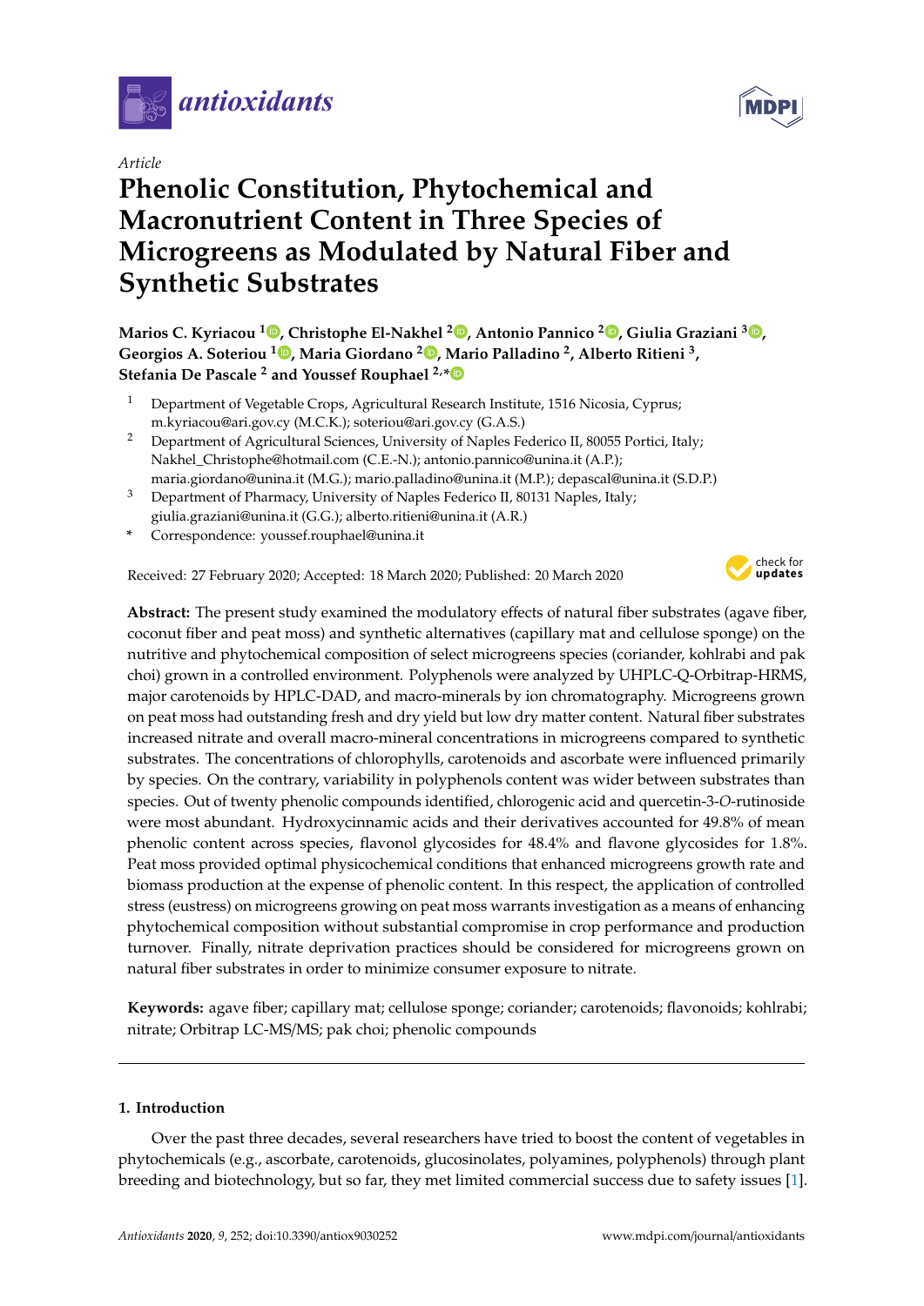*Article*

# Phenolic Constitution, Phytochemical and Macronutrient Content in Three Species of Microgreens as Modulated by Natural Fiber and Synthetic Substrates

**Marios C. Kyriacou [1], Christophe El-Nakhel [2], Antonio Pannico [2], Giulia Graziani [3], Georgios A. Soteriou [1], Maria Giordano [2], Mario Palladino [2], Alberto Ritieni [3], Stefania De Pascale [2] and Youssef Rouphael [2,*]**

1. Department of Vegetable Crops, Agricultural Research Institute, 1516 Nicosia, Cyprus; m.kyriacou@ari.gov.cy (M.C.K.); soteriou@ari.gov.cy (G.A.S.)
2. Department of Agricultural Sciences, University of Naples Federico II, 80055 Portici, Italy; Nakhel_Christophe@hotmail.com (C.E.-N.); antonio.pannico@unina.it (A.P.); maria.giordano@unina.it (M.G.); mario.palladino@unina.it (M.P.); depascal@unina.it (S.D.P.)
3. Department of Pharmacy, University of Naples Federico II, 80131 Naples, Italy; giulia.graziani@unina.it (G.G.); alberto.ritieni@unina.it (A.R.)

\* Correspondence: youssef.rouphael@unina.it

Received: 27 February 2020; Accepted: 18 March 2020; Published: 20 March 2020

**Abstract:** The present study examined the modulatory effects of natural fiber substrates (agave fiber, coconut fiber and peat moss) and synthetic alternatives (capillary mat and cellulose sponge) on the nutritive and phytochemical composition of select microgreens species (coriander, kohlrabi and pak choi) grown in a controlled environment. Polyphenols were analyzed by UHPLC-Q-Orbitrap-HRMS, major carotenoids by HPLC-DAD, and macro-minerals by ion chromatography. Microgreens grown on peat moss had outstanding fresh and dry yield but low dry matter content. Natural fiber substrates increased nitrate and overall macro-mineral concentrations in microgreens compared to synthetic substrates. The concentrations of chlorophylls, carotenoids and ascorbate were influenced primarily by species. On the contrary, variability in polyphenols content was wider between substrates than species. Out of twenty phenolic compounds identified, chlorogenic acid and quercetin-3-*O*-rutinoside were most abundant. Hydroxycinnamic acids and their derivatives accounted for 49.8% of mean phenolic content across species, flavonol glycosides for 48.4% and flavone glycosides for 1.8%. Peat moss provided optimal physicochemical conditions that enhanced microgreens growth rate and biomass production at the expense of phenolic content. In this respect, the application of controlled stress (eustress) on microgreens growing on peat moss warrants investigation as a means of enhancing phytochemical composition without substantial compromise in crop performance and production turnover. Finally, nitrate deprivation practices should be considered for microgreens grown on natural fiber substrates in order to minimize consumer exposure to nitrate.

**Keywords:** agave fiber; capillary mat; cellulose sponge; coriander; carotenoids; flavonoids; kohlrabi; nitrate; Orbitrap LC-MS/MS; pak choi; phenolic compounds

## 1. Introduction

Over the past three decades, several researchers have tried to boost the content of vegetables in phytochemicals (e.g., ascorbate, carotenoids, glucosinolates, polyamines, polyphenols) through plant breeding and biotechnology, but so far, they met limited commercial success due to safety issues [1].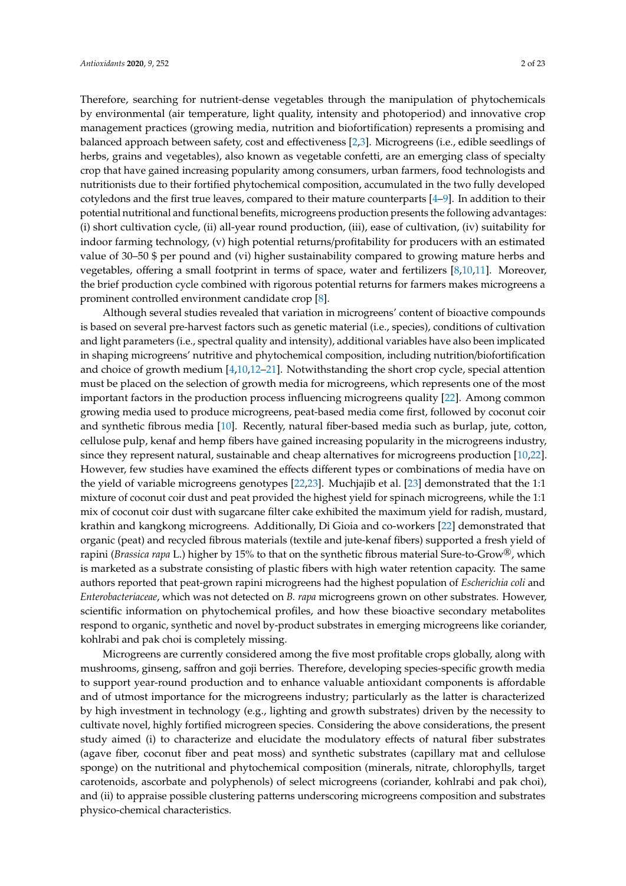Therefore, searching for nutrient-dense vegetables through the manipulation of phytochemicals by environmental (air temperature, light quality, intensity and photoperiod) and innovative crop management practices (growing media, nutrition and biofortification) represents a promising and balanced approach between safety, cost and effectiveness [2,3]. Microgreens (i.e., edible seedlings of herbs, grains and vegetables), also known as vegetable confetti, are an emerging class of specialty crop that have gained increasing popularity among consumers, urban farmers, food technologists and nutritionists due to their fortified phytochemical composition, accumulated in the two fully developed cotyledons and the first true leaves, compared to their mature counterparts [4–9]. In addition to their potential nutritional and functional benefits, microgreens production presents the following advantages: (i) short cultivation cycle, (ii) all-year round production, (iii), ease of cultivation, (iv) suitability for indoor farming technology, (v) high potential returns/profitability for producers with an estimated value of 30–50 $ per pound and (vi) higher sustainability compared to growing mature herbs and vegetables, offering a small footprint in terms of space, water and fertilizers [8,10,11]. Moreover, the brief production cycle combined with rigorous potential returns for farmers makes microgreens a prominent controlled environment candidate crop [8].

Although several studies revealed that variation in microgreens' content of bioactive compounds is based on several pre-harvest factors such as genetic material (i.e., species), conditions of cultivation and light parameters (i.e., spectral quality and intensity), additional variables have also been implicated in shaping microgreens' nutritive and phytochemical composition, including nutrition/biofortification and choice of growth medium [4,10,12–21]. Notwithstanding the short crop cycle, special attention must be placed on the selection of growth media for microgreens, which represents one of the most important factors in the production process influencing microgreens quality [22]. Among common growing media used to produce microgreens, peat-based media come first, followed by coconut coir and synthetic fibrous media [10]. Recently, natural fiber-based media such as burlap, jute, cotton, cellulose pulp, kenaf and hemp fibers have gained increasing popularity in the microgreens industry, since they represent natural, sustainable and cheap alternatives for microgreens production [10,22]. However, few studies have examined the effects different types or combinations of media have on the yield of variable microgreens genotypes [22,23]. Muchjajib et al. [23] demonstrated that the 1:1 mixture of coconut coir dust and peat provided the highest yield for spinach microgreens, while the 1:1 mix of coconut coir dust with sugarcane filter cake exhibited the maximum yield for radish, mustard, krathin and kangkong microgreens. Additionally, Di Gioia and co-workers [22] demonstrated that organic (peat) and recycled fibrous materials (textile and jute-kenaf fibers) supported a fresh yield of rapini (*Brassica rapa* L.) higher by 15% to that on the synthetic fibrous material Sure-to-Grow®, which is marketed as a substrate consisting of plastic fibers with high water retention capacity. The same authors reported that peat-grown rapini microgreens had the highest population of *Escherichia coli* and *Enterobacteriaceae*, which was not detected on *B. rapa* microgreens grown on other substrates. However, scientific information on phytochemical profiles, and how these bioactive secondary metabolites respond to organic, synthetic and novel by-product substrates in emerging microgreens like coriander, kohlrabi and pak choi is completely missing.

Microgreens are currently considered among the five most profitable crops globally, along with mushrooms, ginseng, saffron and goji berries. Therefore, developing species-specific growth media to support year-round production and to enhance valuable antioxidant components is affordable and of utmost importance for the microgreens industry; particularly as the latter is characterized by high investment in technology (e.g., lighting and growth substrates) driven by the necessity to cultivate novel, highly fortified microgreen species. Considering the above considerations, the present study aimed (i) to characterize and elucidate the modulatory effects of natural fiber substrates (agave fiber, coconut fiber and peat moss) and synthetic substrates (capillary mat and cellulose sponge) on the nutritional and phytochemical composition (minerals, nitrate, chlorophylls, target carotenoids, ascorbate and polyphenols) of select microgreens (coriander, kohlrabi and pak choi), and (ii) to appraise possible clustering patterns underscoring microgreens composition and substrates physico-chemical characteristics.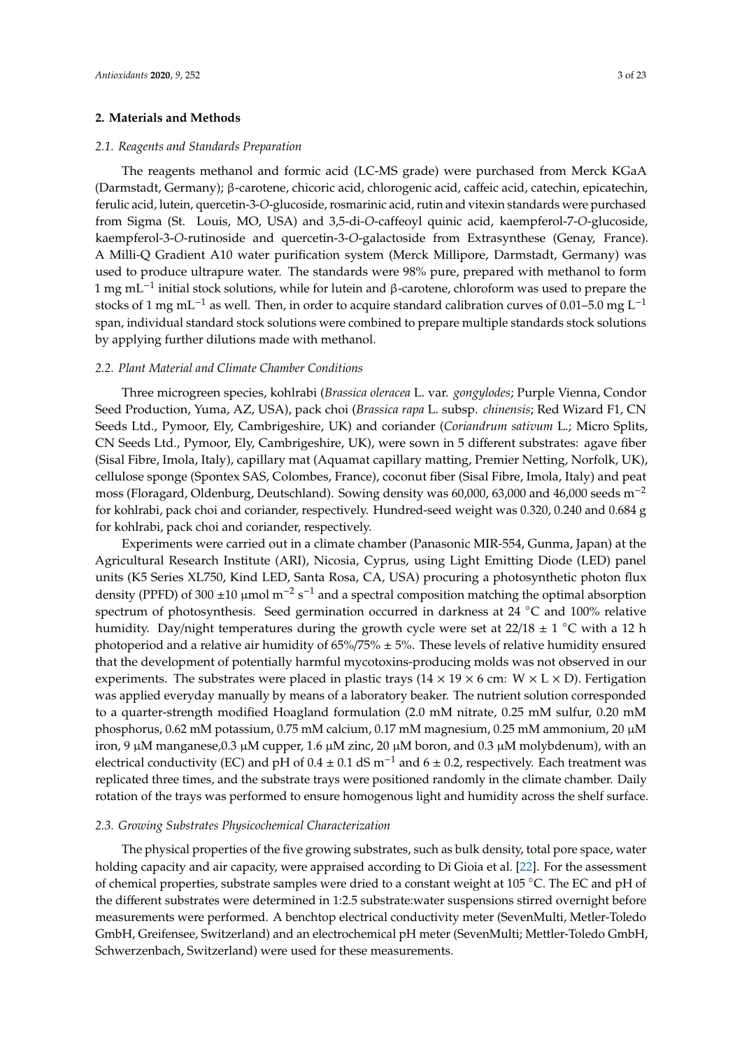## 2. Materials and Methods

### 2.1. Reagents and Standards Preparation

The reagents methanol and formic acid (LC-MS grade) were purchased from Merck KGaA (Darmstadt, Germany); β-carotene, chicoric acid, chlorogenic acid, caffeic acid, catechin, epicatechin, ferulic acid, lutein, quercetin-3-*O*-glucoside, rosmarinic acid, rutin and vitexin standards were purchased from Sigma (St. Louis, MO, USA) and 3,5-di-*O*-caffeoyl quinic acid, kaempferol-7-*O*-glucoside, kaempferol-3-*O*-rutinoside and quercetin-3-*O*-galactoside from Extrasynthese (Genay, France). A Milli-Q Gradient A10 water purification system (Merck Millipore, Darmstadt, Germany) was used to produce ultrapure water. The standards were 98% pure, prepared with methanol to form 1 mg $mL^{-1}$ initial stock solutions, while for lutein and β-carotene, chloroform was used to prepare the stocks of 1 mg $mL^{-1}$ as well. Then, in order to acquire standard calibration curves of 0.01–5.0 mg $L^{-1}$ span, individual standard stock solutions were combined to prepare multiple standards stock solutions by applying further dilutions made with methanol.

### 2.2. Plant Material and Climate Chamber Conditions

Three microgreen species, kohlrabi (*Brassica oleracea* L. var. *gongylodes*; Purple Vienna, Condor Seed Production, Yuma, AZ, USA), pack choi (*Brassica rapa* L. subsp. *chinensis*; Red Wizard F1, CN Seeds Ltd., Pymoor, Ely, Cambrigeshire, UK) and coriander (*Coriandrum sativum* L.; Micro Splits, CN Seeds Ltd., Pymoor, Ely, Cambrigeshire, UK), were sown in 5 different substrates: agave fiber (Sisal Fibre, Imola, Italy), capillary mat (Aquamat capillary matting, Premier Netting, Norfolk, UK), cellulose sponge (Spontex SAS, Colombes, France), coconut fiber (Sisal Fibre, Imola, Italy) and peat moss (Floragard, Oldenburg, Deutschland). Sowing density was 60,000, 63,000 and 46,000 seeds $m^{-2}$ for kohlrabi, pack choi and coriander, respectively. Hundred-seed weight was 0.320, 0.240 and 0.684 g for kohlrabi, pack choi and coriander, respectively.

Experiments were carried out in a climate chamber (Panasonic MIR-554, Gunma, Japan) at the Agricultural Research Institute (ARI), Nicosia, Cyprus, using Light Emitting Diode (LED) panel units (K5 Series XL750, Kind LED, Santa Rosa, CA, USA) procuring a photosynthetic photon flux density (PPFD) of 300 ±10 μmol $m^{-2}$ $s^{-1}$ and a spectral composition matching the optimal absorption spectrum of photosynthesis. Seed germination occurred in darkness at 24 °C and 100% relative humidity. Day/night temperatures during the growth cycle were set at 22/18 ± 1 °C with a 12 h photoperiod and a relative air humidity of 65%/75% ± 5%. These levels of relative humidity ensured that the development of potentially harmful mycotoxins-producing molds was not observed in our experiments. The substrates were placed in plastic trays (14 × 19 × 6 cm: W × L × D). Fertigation was applied everyday manually by means of a laboratory beaker. The nutrient solution corresponded to a quarter-strength modified Hoagland formulation (2.0 mM nitrate, 0.25 mM sulfur, 0.20 mM phosphorus, 0.62 mM potassium, 0.75 mM calcium, 0.17 mM magnesium, 0.25 mM ammonium, 20 μM iron, 9 μM manganese,0.3 μM cupper, 1.6 μM zinc, 20 μM boron, and 0.3 μM molybdenum), with an electrical conductivity (EC) and pH of 0.4 ± 0.1 dS $m^{-1}$ and 6 ± 0.2, respectively. Each treatment was replicated three times, and the substrate trays were positioned randomly in the climate chamber. Daily rotation of the trays was performed to ensure homogenous light and humidity across the shelf surface.

### 2.3. Growing Substrates Physicochemical Characterization

The physical properties of the five growing substrates, such as bulk density, total pore space, water holding capacity and air capacity, were appraised according to Di Gioia et al. [22]. For the assessment of chemical properties, substrate samples were dried to a constant weight at 105 °C. The EC and pH of the different substrates were determined in 1:2.5 substrate:water suspensions stirred overnight before measurements were performed. A benchtop electrical conductivity meter (SevenMulti, Metler-Toledo GmbH, Greifensee, Switzerland) and an electrochemical pH meter (SevenMulti; Mettler-Toledo GmbH, Schwerzenbach, Switzerland) were used for these measurements.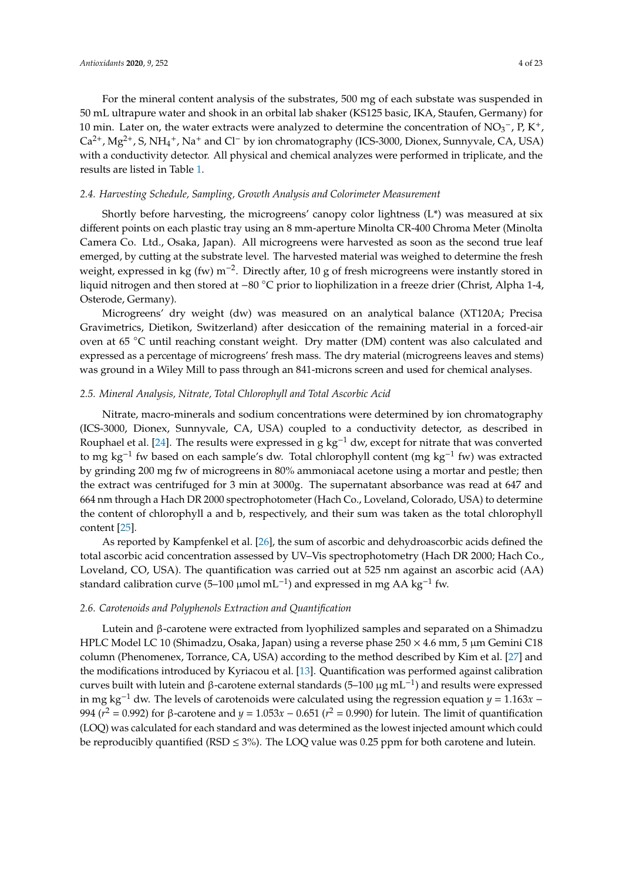For the mineral content analysis of the substrates, 500 mg of each substate was suspended in 50 mL ultrapure water and shook in an orbital lab shaker (KS125 basic, IKA, Staufen, Germany) for 10 min. Later on, the water extracts were analyzed to determine the concentration of $NO_3^-$, P, $K^+$, $Ca^{2+}$, $Mg^{2+}$, S, $NH_4^+$, $Na^+$ and $Cl^-$ by ion chromatography (ICS-3000, Dionex, Sunnyvale, CA, USA) with a conductivity detector. All physical and chemical analyzes were performed in triplicate, and the results are listed in Table 1.

### *2.4. Harvesting Schedule, Sampling, Growth Analysis and Colorimeter Measurement*

Shortly before harvesting, the microgreens' canopy color lightness (L*) was measured at six different points on each plastic tray using an 8 mm-aperture Minolta CR-400 Chroma Meter (Minolta Camera Co. Ltd., Osaka, Japan). All microgreens were harvested as soon as the second true leaf emerged, by cutting at the substrate level. The harvested material was weighed to determine the fresh weight, expressed in kg (fw) $m^{-2}$. Directly after, 10 g of fresh microgreens were instantly stored in liquid nitrogen and then stored at −80 °C prior to liophilization in a freeze drier (Christ, Alpha 1-4, Osterode, Germany).

Microgreens' dry weight (dw) was measured on an analytical balance (XT120A; Precisa Gravimetrics, Dietikon, Switzerland) after desiccation of the remaining material in a forced-air oven at 65 °C until reaching constant weight. Dry matter (DM) content was also calculated and expressed as a percentage of microgreens' fresh mass. The dry material (microgreens leaves and stems) was ground in a Wiley Mill to pass through an 841-microns screen and used for chemical analyses.

### *2.5. Mineral Analysis, Nitrate, Total Chlorophyll and Total Ascorbic Acid*

Nitrate, macro-minerals and sodium concentrations were determined by ion chromatography (ICS-3000, Dionex, Sunnyvale, CA, USA) coupled to a conductivity detector, as described in Rouphael et al. [24]. The results were expressed in g $kg^{-1}$ dw, except for nitrate that was converted to mg $kg^{-1}$ fw based on each sample's dw. Total chlorophyll content (mg $kg^{-1}$ fw) was extracted by grinding 200 mg fw of microgreens in 80% ammoniacal acetone using a mortar and pestle; then the extract was centrifuged for 3 min at 3000g. The supernatant absorbance was read at 647 and 664 nm through a Hach DR 2000 spectrophotometer (Hach Co., Loveland, Colorado, USA) to determine the content of chlorophyll a and b, respectively, and their sum was taken as the total chlorophyll content [25].

As reported by Kampfenkel et al. [26], the sum of ascorbic and dehydroascorbic acids defined the total ascorbic acid concentration assessed by UV–Vis spectrophotometry (Hach DR 2000; Hach Co., Loveland, CO, USA). The quantification was carried out at 525 nm against an ascorbic acid (AA) standard calibration curve (5–100 μmol $mL^{-1}$) and expressed in mg AA $kg^{-1}$ fw.

### *2.6. Carotenoids and Polyphenols Extraction and Quantification*

Lutein and β-carotene were extracted from lyophilized samples and separated on a Shimadzu HPLC Model LC 10 (Shimadzu, Osaka, Japan) using a reverse phase 250 × 4.6 mm, 5 μm Gemini C18 column (Phenomenex, Torrance, CA, USA) according to the method described by Kim et al. [27] and the modifications introduced by Kyriacou et al. [13]. Quantification was performed against calibration curves built with lutein and β-carotene external standards (5–100 μg $mL^{-1}$) and results were expressed in mg $kg^{-1}$ dw. The levels of carotenoids were calculated using the regression equation $y = 1.163x - 994$ ($r^2 = 0.992$) for β-carotene and $y = 1.053x - 0.651$ ($r^2 = 0.990$) for lutein. The limit of quantification (LOQ) was calculated for each standard and was determined as the lowest injected amount which could be reproducibly quantified (RSD ≤ 3%). The LOQ value was 0.25 ppm for both carotene and lutein.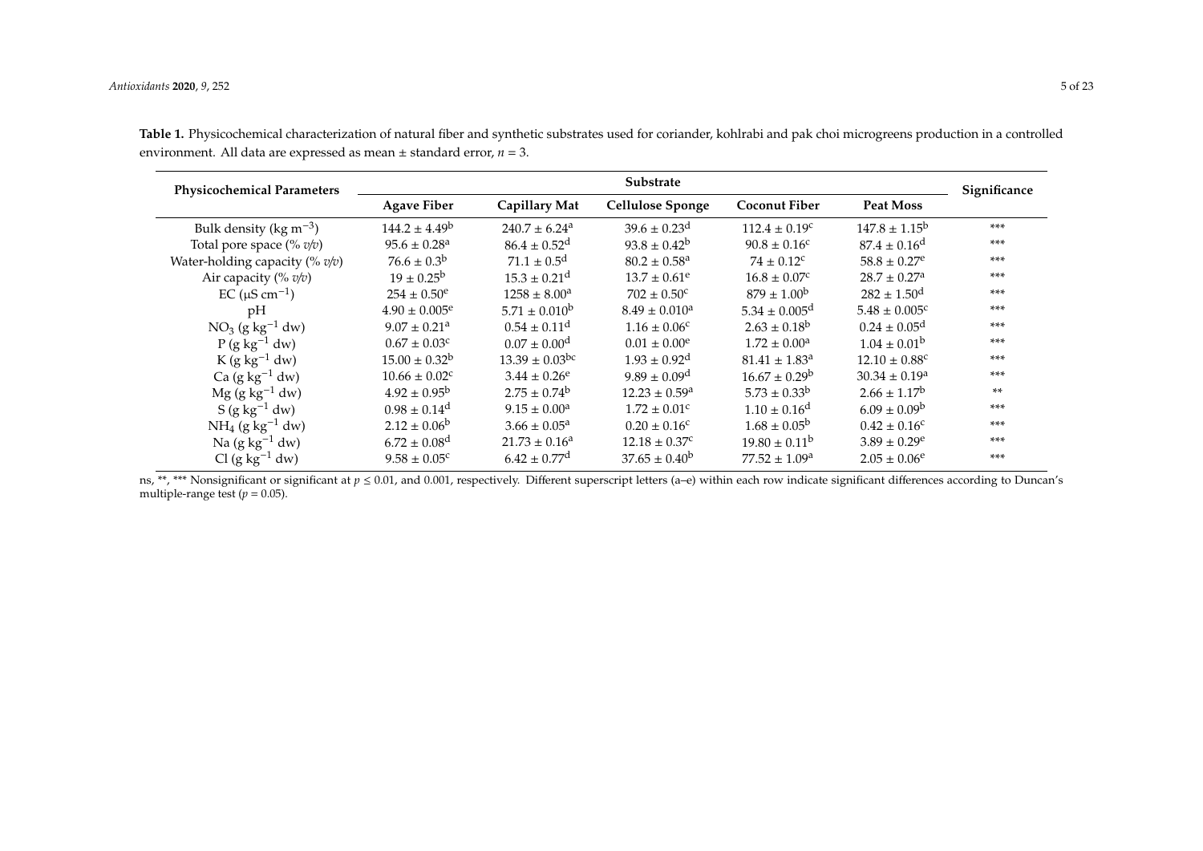**Table 1.** Physicochemical characterization of natural fiber and synthetic substrates used for coriander, kohlrabi and pak choi microgreens production in a controlled environment. All data are expressed as mean ± standard error, $n = 3$.

| Physicochemical Parameters | Substrate | | | | | Significance |
|---|---|---|---|---|---|---|
| | Agave Fiber | Capillary Mat | Cellulose Sponge | Coconut Fiber | Peat Moss | |
| Bulk density (kg $m^{-3}$) | $144.2 \pm 4.49^{b}$ | $240.7 \pm 6.24^{a}$ | $39.6 \pm 0.23^{d}$ | $112.4 \pm 0.19^{c}$ | $147.8 \pm 1.15^{b}$ | *** |
| Total pore space (% *v/v*) | $95.6 \pm 0.28^{a}$ | $86.4 \pm 0.52^{d}$ | $93.8 \pm 0.42^{b}$ | $90.8 \pm 0.16^{c}$ | $87.4 \pm 0.16^{d}$ | *** |
| Water-holding capacity (% *v/v*) | $76.6 \pm 0.3^{b}$ | $71.1 \pm 0.5^{d}$ | $80.2 \pm 0.58^{a}$ | $74 \pm 0.12^{c}$ | $58.8 \pm 0.27^{e}$ | *** |
| Air capacity (% *v/v*) | $19 \pm 0.25^{b}$ | $15.3 \pm 0.21^{d}$ | $13.7 \pm 0.61^{e}$ | $16.8 \pm 0.07^{c}$ | $28.7 \pm 0.27^{a}$ | *** |
| EC (μS $cm^{-1}$) | $254 \pm 0.50^{e}$ | $1258 \pm 8.00^{a}$ | $702 \pm 0.50^{c}$ | $879 \pm 1.00^{b}$ | $282 \pm 1.50^{d}$ | *** |
| pH | $4.90 \pm 0.005^{e}$ | $5.71 \pm 0.010^{b}$ | $8.49 \pm 0.010^{a}$ | $5.34 \pm 0.005^{d}$ | $5.48 \pm 0.005^{c}$ | *** |
| $NO_3$ (g $kg^{-1}$ dw) | $9.07 \pm 0.21^{a}$ | $0.54 \pm 0.11^{d}$ | $1.16 \pm 0.06^{c}$ | $2.63 \pm 0.18^{b}$ | $0.24 \pm 0.05^{d}$ | *** |
| P (g $kg^{-1}$ dw) | $0.67 \pm 0.03^{c}$ | $0.07 \pm 0.00^{d}$ | $0.01 \pm 0.00^{e}$ | $1.72 \pm 0.00^{a}$ | $1.04 \pm 0.01^{b}$ | *** |
| K (g $kg^{-1}$ dw) | $15.00 \pm 0.32^{b}$ | $13.39 \pm 0.03^{bc}$ | $1.93 \pm 0.92^{d}$ | $81.41 \pm 1.83^{a}$ | $12.10 \pm 0.88^{c}$ | *** |
| Ca (g $kg^{-1}$ dw) | $10.66 \pm 0.02^{c}$ | $3.44 \pm 0.26^{e}$ | $9.89 \pm 0.09^{d}$ | $16.67 \pm 0.29^{b}$ | $30.34 \pm 0.19^{a}$ | *** |
| Mg (g $kg^{-1}$ dw) | $4.92 \pm 0.95^{b}$ | $2.75 \pm 0.74^{b}$ | $12.23 \pm 0.59^{a}$ | $5.73 \pm 0.33^{b}$ | $2.66 \pm 1.17^{b}$ | ** |
| S (g $kg^{-1}$ dw) | $0.98 \pm 0.14^{d}$ | $9.15 \pm 0.00^{a}$ | $1.72 \pm 0.01^{c}$ | $1.10 \pm 0.16^{d}$ | $6.09 \pm 0.09^{b}$ | *** |
| $NH_4$ (g $kg^{-1}$ dw) | $2.12 \pm 0.06^{b}$ | $3.66 \pm 0.05^{a}$ | $0.20 \pm 0.16^{c}$ | $1.68 \pm 0.05^{b}$ | $0.42 \pm 0.16^{c}$ | *** |
| Na (g $kg^{-1}$ dw) | $6.72 \pm 0.08^{d}$ | $21.73 \pm 0.16^{a}$ | $12.18 \pm 0.37^{c}$ | $19.80 \pm 0.11^{b}$ | $3.89 \pm 0.29^{e}$ | *** |
| Cl (g $kg^{-1}$ dw) | $9.58 \pm 0.05^{c}$ | $6.42 \pm 0.77^{d}$ | $37.65 \pm 0.40^{b}$ | $77.52 \pm 1.09^{a}$ | $2.05 \pm 0.06^{e}$ | *** |

ns, **, *** Nonsignificant or significant at $p \leq 0.01$, and 0.001, respectively. Different superscript letters (a–e) within each row indicate significant differences according to Duncan's multiple-range test ($p = 0.05$).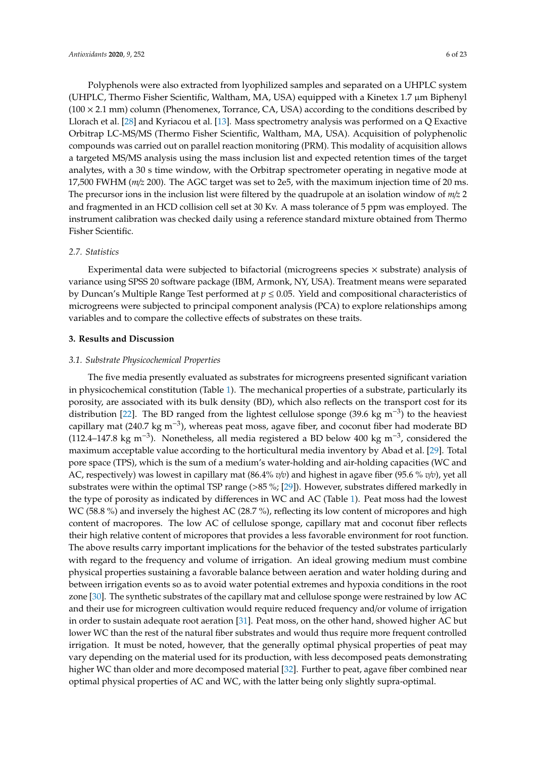Polyphenols were also extracted from lyophilized samples and separated on a UHPLC system (UHPLC, Thermo Fisher Scientific, Waltham, MA, USA) equipped with a Kinetex 1.7 μm Biphenyl (100 × 2.1 mm) column (Phenomenex, Torrance, CA, USA) according to the conditions described by Llorach et al. [28] and Kyriacou et al. [13]. Mass spectrometry analysis was performed on a Q Exactive Orbitrap LC-MS/MS (Thermo Fisher Scientific, Waltham, MA, USA). Acquisition of polyphenolic compounds was carried out on parallel reaction monitoring (PRM). This modality of acquisition allows a targeted MS/MS analysis using the mass inclusion list and expected retention times of the target analytes, with a 30 s time window, with the Orbitrap spectrometer operating in negative mode at 17,500 FWHM (*m/z* 200). The AGC target was set to 2e5, with the maximum injection time of 20 ms. The precursor ions in the inclusion list were filtered by the quadrupole at an isolation window of *m/z* 2 and fragmented in an HCD collision cell set at 30 Kv. A mass tolerance of 5 ppm was employed. The instrument calibration was checked daily using a reference standard mixture obtained from Thermo Fisher Scientific.

### *2.7. Statistics*

Experimental data were subjected to bifactorial (microgreens species × substrate) analysis of variance using SPSS 20 software package (IBM, Armonk, NY, USA). Treatment means were separated by Duncan's Multiple Range Test performed at $p \leq 0.05$. Yield and compositional characteristics of microgreens were subjected to principal component analysis (PCA) to explore relationships among variables and to compare the collective effects of substrates on these traits.

## **3. Results and Discussion**

### *3.1. Substrate Physicochemical Properties*

The five media presently evaluated as substrates for microgreens presented significant variation in physicochemical constitution (Table 1). The mechanical properties of a substrate, particularly its porosity, are associated with its bulk density (BD), which also reflects on the transport cost for its distribution [22]. The BD ranged from the lightest cellulose sponge (39.6 kg $m^{-3}$) to the heaviest capillary mat (240.7 kg $m^{-3}$), whereas peat moss, agave fiber, and coconut fiber had moderate BD (112.4–147.8 kg $m^{-3}$). Nonetheless, all media registered a BD below 400 kg $m^{-3}$, considered the maximum acceptable value according to the horticultural media inventory by Abad et al. [29]. Total pore space (TPS), which is the sum of a medium's water-holding and air-holding capacities (WC and AC, respectively) was lowest in capillary mat (86.4% *v/v*) and highest in agave fiber (95.6 % *v/v*), yet all substrates were within the optimal TSP range (>85 %; [29]). However, substrates differed markedly in the type of porosity as indicated by differences in WC and AC (Table 1). Peat moss had the lowest WC (58.8 %) and inversely the highest AC (28.7 %), reflecting its low content of micropores and high content of macropores. The low AC of cellulose sponge, capillary mat and coconut fiber reflects their high relative content of micropores that provides a less favorable environment for root function. The above results carry important implications for the behavior of the tested substrates particularly with regard to the frequency and volume of irrigation. An ideal growing medium must combine physical properties sustaining a favorable balance between aeration and water holding during and between irrigation events so as to avoid water potential extremes and hypoxia conditions in the root zone [30]. The synthetic substrates of the capillary mat and cellulose sponge were restrained by low AC and their use for microgreen cultivation would require reduced frequency and/or volume of irrigation in order to sustain adequate root aeration [31]. Peat moss, on the other hand, showed higher AC but lower WC than the rest of the natural fiber substrates and would thus require more frequent controlled irrigation. It must be noted, however, that the generally optimal physical properties of peat may vary depending on the material used for its production, with less decomposed peats demonstrating higher WC than older and more decomposed material [32]. Further to peat, agave fiber combined near optimal physical properties of AC and WC, with the latter being only slightly supra-optimal.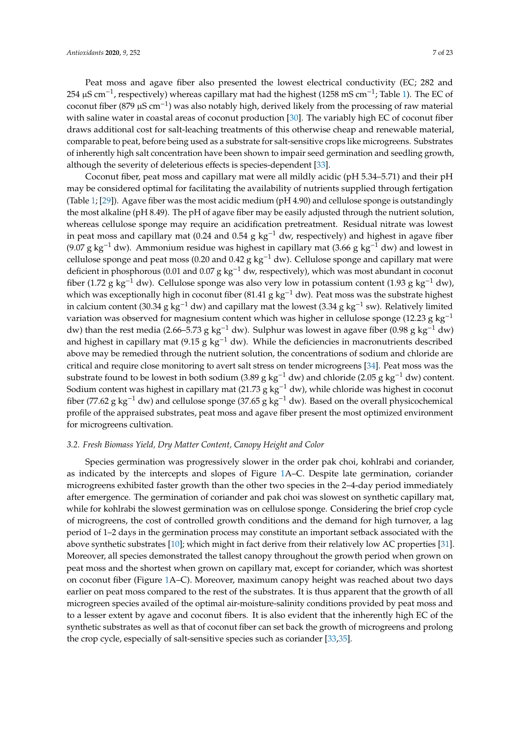Peat moss and agave fiber also presented the lowest electrical conductivity (EC; 282 and 254 µS cm$^{-1}$, respectively) whereas capillary mat had the highest (1258 mS cm$^{-1}$; Table 1). The EC of coconut fiber (879 µS cm$^{-1}$) was also notably high, derived likely from the processing of raw material with saline water in coastal areas of coconut production [30]. The variably high EC of coconut fiber draws additional cost for salt-leaching treatments of this otherwise cheap and renewable material, comparable to peat, before being used as a substrate for salt-sensitive crops like microgreens. Substrates of inherently high salt concentration have been shown to impair seed germination and seedling growth, although the severity of deleterious effects is species-dependent [33].

Coconut fiber, peat moss and capillary mat were all mildly acidic (pH 5.34–5.71) and their pH may be considered optimal for facilitating the availability of nutrients supplied through fertigation (Table 1; [29]). Agave fiber was the most acidic medium (pH 4.90) and cellulose sponge is outstandingly the most alkaline (pH 8.49). The pH of agave fiber may be easily adjusted through the nutrient solution, whereas cellulose sponge may require an acidification pretreatment. Residual nitrate was lowest in peat moss and capillary mat (0.24 and 0.54 g kg$^{-1}$ dw, respectively) and highest in agave fiber (9.07 g kg$^{-1}$ dw). Ammonium residue was highest in capillary mat (3.66 g kg$^{-1}$ dw) and lowest in cellulose sponge and peat moss (0.20 and 0.42 g kg$^{-1}$ dw). Cellulose sponge and capillary mat were deficient in phosphorous (0.01 and 0.07 g kg$^{-1}$ dw, respectively), which was most abundant in coconut fiber (1.72 g kg$^{-1}$ dw). Cellulose sponge was also very low in potassium content (1.93 g kg$^{-1}$ dw), which was exceptionally high in coconut fiber (81.41 g kg$^{-1}$ dw). Peat moss was the substrate highest in calcium content (30.34 g kg$^{-1}$ dw) and capillary mat the lowest (3.34 g kg$^{-1}$ sw). Relatively limited variation was observed for magnesium content which was higher in cellulose sponge (12.23 g kg$^{-1}$ dw) than the rest media (2.66–5.73 g kg$^{-1}$ dw). Sulphur was lowest in agave fiber (0.98 g kg$^{-1}$ dw) and highest in capillary mat (9.15 g kg$^{-1}$ dw). While the deficiencies in macronutrients described above may be remedied through the nutrient solution, the concentrations of sodium and chloride are critical and require close monitoring to avert salt stress on tender microgreens [34]. Peat moss was the substrate found to be lowest in both sodium (3.89 g kg$^{-1}$ dw) and chloride (2.05 g kg$^{-1}$ dw) content. Sodium content was highest in capillary mat (21.73 g kg$^{-1}$ dw), while chloride was highest in coconut fiber (77.62 g kg$^{-1}$ dw) and cellulose sponge (37.65 g kg$^{-1}$ dw). Based on the overall physicochemical profile of the appraised substrates, peat moss and agave fiber present the most optimized environment for microgreens cultivation.

### *3.2. Fresh Biomass Yield, Dry Matter Content, Canopy Height and Color*

Species germination was progressively slower in the order pak choi, kohlrabi and coriander, as indicated by the intercepts and slopes of Figure 1A–C. Despite late germination, coriander microgreens exhibited faster growth than the other two species in the 2–4-day period immediately after emergence. The germination of coriander and pak choi was slowest on synthetic capillary mat, while for kohlrabi the slowest germination was on cellulose sponge. Considering the brief crop cycle of microgreens, the cost of controlled growth conditions and the demand for high turnover, a lag period of 1–2 days in the germination process may constitute an important setback associated with the above synthetic substrates [10]; which might in fact derive from their relatively low AC properties [31]. Moreover, all species demonstrated the tallest canopy throughout the growth period when grown on peat moss and the shortest when grown on capillary mat, except for coriander, which was shortest on coconut fiber (Figure 1A–C). Moreover, maximum canopy height was reached about two days earlier on peat moss compared to the rest of the substrates. It is thus apparent that the growth of all microgreen species availed of the optimal air-moisture-salinity conditions provided by peat moss and to a lesser extent by agave and coconut fibers. It is also evident that the inherently high EC of the synthetic substrates as well as that of coconut fiber can set back the growth of microgreens and prolong the crop cycle, especially of salt-sensitive species such as coriander [33,35].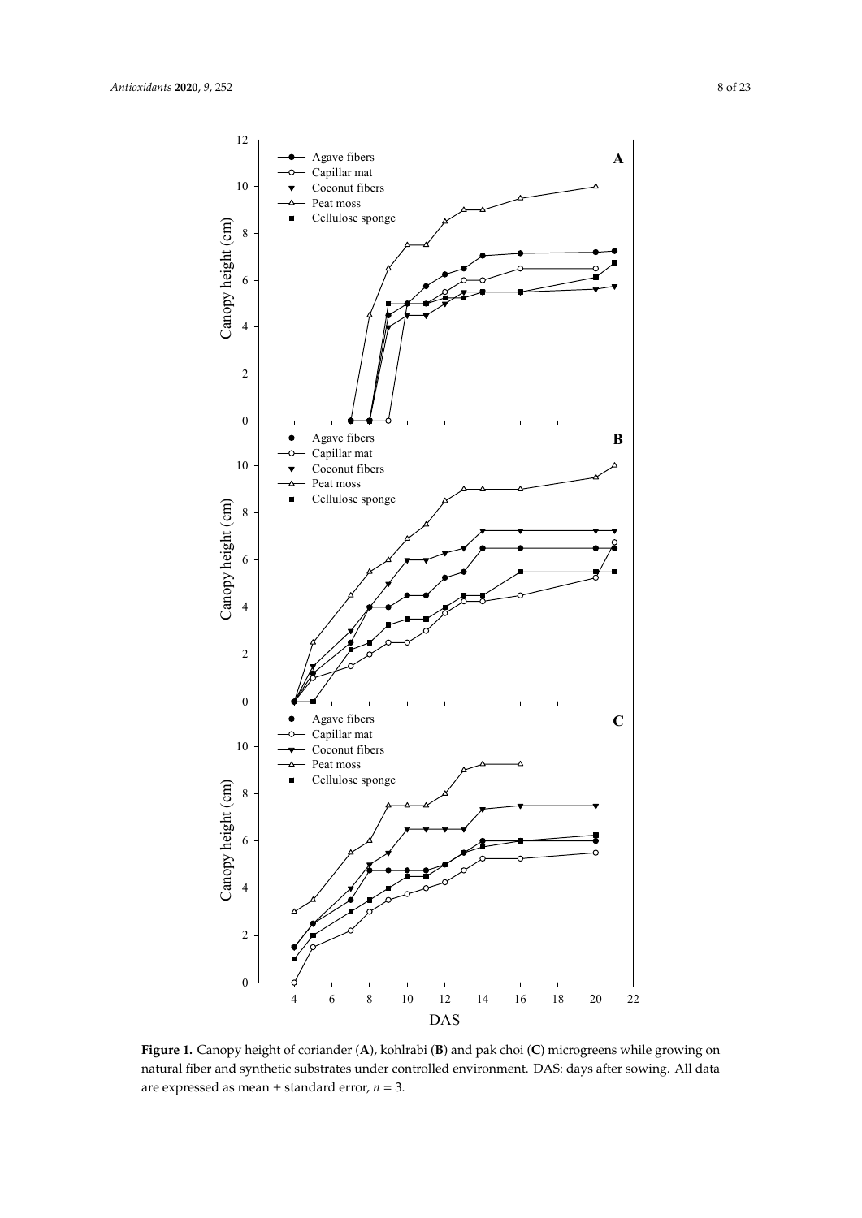**Figure 1.** Canopy height of coriander (**A**), kohlrabi (**B**) and pak choi (**C**) microgreens while growing on natural fiber and synthetic substrates under controlled environment. DAS: days after sowing. All data are expressed as mean ± standard error, *n* = 3.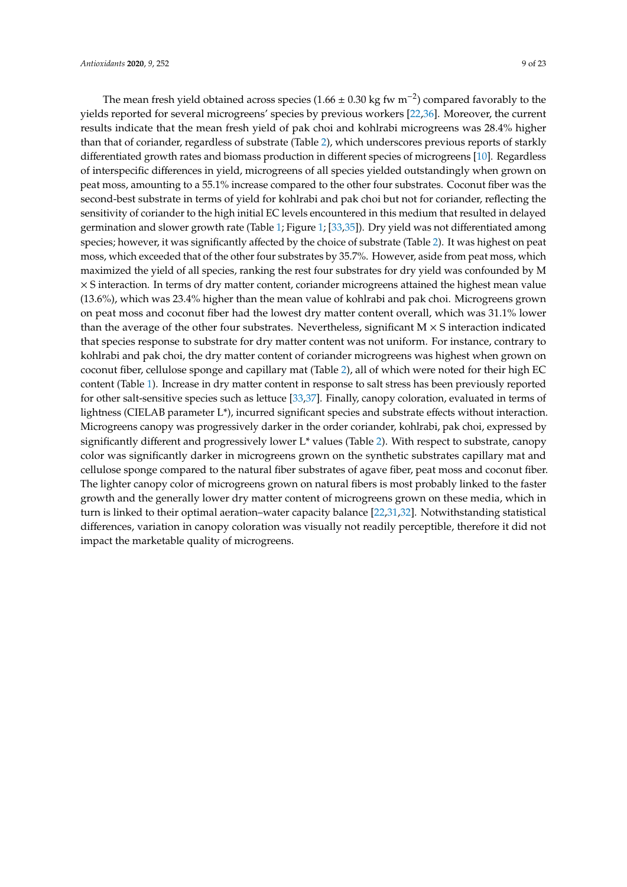The mean fresh yield obtained across species ($1.66 \pm 0.30$ kg fw $m^{-2}$) compared favorably to the yields reported for several microgreens' species by previous workers [22,36]. Moreover, the current results indicate that the mean fresh yield of pak choi and kohlrabi microgreens was 28.4% higher than that of coriander, regardless of substrate (Table 2), which underscores previous reports of starkly differentiated growth rates and biomass production in different species of microgreens [10]. Regardless of interspecific differences in yield, microgreens of all species yielded outstandingly when grown on peat moss, amounting to a 55.1% increase compared to the other four substrates. Coconut fiber was the second-best substrate in terms of yield for kohlrabi and pak choi but not for coriander, reflecting the sensitivity of coriander to the high initial EC levels encountered in this medium that resulted in delayed germination and slower growth rate (Table 1; Figure 1; [33,35]). Dry yield was not differentiated among species; however, it was significantly affected by the choice of substrate (Table 2). It was highest on peat moss, which exceeded that of the other four substrates by 35.7%. However, aside from peat moss, which maximized the yield of all species, ranking the rest four substrates for dry yield was confounded by M $\times$ S interaction. In terms of dry matter content, coriander microgreens attained the highest mean value (13.6%), which was 23.4% higher than the mean value of kohlrabi and pak choi. Microgreens grown on peat moss and coconut fiber had the lowest dry matter content overall, which was 31.1% lower than the average of the other four substrates. Nevertheless, significant M $\times$ S interaction indicated that species response to substrate for dry matter content was not uniform. For instance, contrary to kohlrabi and pak choi, the dry matter content of coriander microgreens was highest when grown on coconut fiber, cellulose sponge and capillary mat (Table 2), all of which were noted for their high EC content (Table 1). Increase in dry matter content in response to salt stress has been previously reported for other salt-sensitive species such as lettuce [33,37]. Finally, canopy coloration, evaluated in terms of lightness (CIELAB parameter L*), incurred significant species and substrate effects without interaction. Microgreens canopy was progressively darker in the order coriander, kohlrabi, pak choi, expressed by significantly different and progressively lower L* values (Table 2). With respect to substrate, canopy color was significantly darker in microgreens grown on the synthetic substrates capillary mat and cellulose sponge compared to the natural fiber substrates of agave fiber, peat moss and coconut fiber. The lighter canopy color of microgreens grown on natural fibers is most probably linked to the faster growth and the generally lower dry matter content of microgreens grown on these media, which in turn is linked to their optimal aeration–water capacity balance [22,31,32]. Notwithstanding statistical differences, variation in canopy coloration was visually not readily perceptible, therefore it did not impact the marketable quality of microgreens.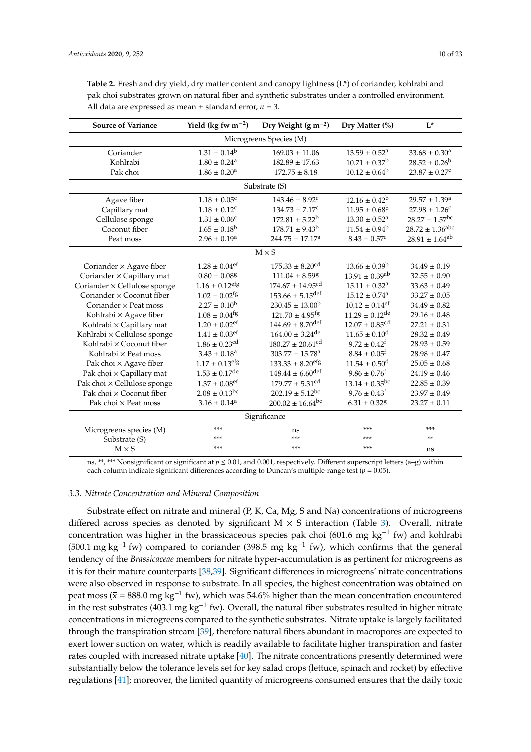**Table 2.** Fresh and dry yield, dry matter content and canopy lightness (L*) of coriander, kohlrabi and pak choi substrates grown on natural fiber and synthetic substrates under a controlled environment. All data are expressed as mean ± standard error, $n = 3$.

| Source of Variance | Yield (kg fw $m^{-2}$) | Dry Weight (g $m^{-2}$) | Dry Matter (%) | L* |
|---|---|---|---|---|
| Microgreens Species (M) | | | | |
| Coriander | 1.31 ± 0.14[b] | 169.03 ± 11.06 | 13.59 ± 0.52[a] | 33.68 ± 0.30[a] |
| Kohlrabi | 1.80 ± 0.24[a] | 182.89 ± 17.63 | 10.71 ± 0.37[b] | 28.52 ± 0.26[b] |
| Pak choi | 1.86 ± 0.20[a] | 172.75 ± 8.18 | 10.12 ± 0.64[b] | 23.87 ± 0.27[c] |
| Substrate (S) | | | | |
| Agave fiber | 1.18 ± 0.05[c] | 143.46 ± 8.92[c] | 12.16 ± 0.42[b] | 29.57 ± 1.39[a] |
| Capillary mat | 1.18 ± 0.12[c] | 134.73 ± 7.17[c] | 11.95 ± 0.68[b] | 27.98 ± 1.26[c] |
| Cellulose sponge | 1.31 ± 0.06[c] | 172.81 ± 5.22[b] | 13.30 ± 0.52[a] | 28.27 ± 1.57[bc] |
| Coconut fiber | 1.65 ± 0.18[b] | 178.71 ± 9.43[b] | 11.54 ± 0.94[b] | 28.72 ± 1.36[abc] |
| Peat moss | 2.96 ± 0.19[a] | 244.75 ± 17.17[a] | 8.43 ± 0.57[c] | 28.91 ± 1.64[ab] |
| M × S | | | | |
| Coriander × Agave fiber | 1.28 ± 0.04[ef] | 175.33 ± 8.20[cd] | 13.66 ± 0.39[b] | 34.49 ± 0.19 |
| Coriander × Capillary mat | 0.80 ± 0.08[g] | 111.04 ± 8.59[g] | 13.91 ± 0.39[ab] | 32.55 ± 0.90 |
| Coriander × Cellulose sponge | 1.16 ± 0.12[efg] | 174.67 ± 14.95[cd] | 15.11 ± 0.32[a] | 33.63 ± 0.49 |
| Coriander × Coconut fiber | 1.02 ± 0.02[fg] | 153.66 ± 5.15[def] | 15.12 ± 0.74[a] | 33.27 ± 0.05 |
| Coriander × Peat moss | 2.27 ± 0.10[b] | 230.45 ± 13.00[b] | 10.12 ± 0.14[ef] | 34.49 ± 0.82 |
| Kohlrabi × Agave fiber | 1.08 ± 0.04[fg] | 121.70 ± 4.95[fg] | 11.29 ± 0.12[de] | 29.16 ± 0.48 |
| Kohlrabi × Capillary mat | 1.20 ± 0.02[ef] | 144.69 ± 8.70[def] | 12.07 ± 0.85[cd] | 27.21 ± 0.31 |
| Kohlrabi × Cellulose sponge | 1.41 ± 0.03[ef] | 164.00 ± 3.24[de] | 11.65 ± 0.10[d] | 28.32 ± 0.49 |
| Kohlrabi × Coconut fiber | 1.86 ± 0.23[cd] | 180.27 ± 20.61[cd] | 9.72 ± 0.42[f] | 28.93 ± 0.59 |
| Kohlrabi × Peat moss | 3.43 ± 0.18[a] | 303.77 ± 15.78[a] | 8.84 ± 0.05[f] | 28.98 ± 0.47 |
| Pak choi × Agave fiber | 1.17 ± 0.13[efg] | 133.33 ± 8.20[efg] | 11.54 ± 0.50[d] | 25.05 ± 0.68 |
| Pak choi × Capillary mat | 1.53 ± 0.17[de] | 148.44 ± 6.60[def] | 9.86 ± 0.76[f] | 24.19 ± 0.46 |
| Pak choi × Cellulose sponge | 1.37 ± 0.08[ef] | 179.77 ± 5.31[cd] | 13.14 ± 0.35[bc] | 22.85 ± 0.39 |
| Pak choi × Coconut fiber | 2.08 ± 0.13[bc] | 202.19 ± 5.12[bc] | 9.76 ± 0.43[f] | 23.97 ± 0.49 |
| Pak choi × Peat moss | 3.16 ± 0.14[a] | 200.02 ± 16.64[bc] | 6.31 ± 0.32[g] | 23.27 ± 0.11 |
| Significance | | | | |
| Microgreens species (M) | *** | ns | *** | *** |
| Substrate (S) | *** | *** | *** | ** |
| M × S | *** | *** | *** | ns |

ns, **, *** Nonsignificant or significant at $p \leq 0.01$, and 0.001, respectively. Different superscript letters (a–g) within each column indicate significant differences according to Duncan's multiple-range test ($p = 0.05$).

### 3.3. Nitrate Concentration and Mineral Composition

Substrate effect on nitrate and mineral (P, K, Ca, Mg, S and Na) concentrations of microgreens differed across species as denoted by significant M × S interaction (Table 3). Overall, nitrate concentration was higher in the brassicaceous species pak choi (601.6 mg $kg^{-1}$ fw) and kohlrabi (500.1 mg $kg^{-1}$ fw) compared to coriander (398.5 mg $kg^{-1}$ fw), which confirms that the general tendency of the *Brassicaceae* members for nitrate hyper-accumulation is as pertinent for microgreens as it is for their mature counterparts [38,39]. Significant differences in microgreens' nitrate concentrations were also observed in response to substrate. In all species, the highest concentration was obtained on peat moss ($\bar{x}$ = 888.0 mg $kg^{-1}$ fw), which was 54.6% higher than the mean concentration encountered in the rest substrates (403.1 mg $kg^{-1}$ fw). Overall, the natural fiber substrates resulted in higher nitrate concentrations in microgreens compared to the synthetic substrates. Nitrate uptake is largely facilitated through the transpiration stream [39], therefore natural fibers abundant in macropores are expected to exert lower suction on water, which is readily available to facilitate higher transpiration and faster rates coupled with increased nitrate uptake [40]. The nitrate concentrations presently determined were substantially below the tolerance levels set for key salad crops (lettuce, spinach and rocket) by effective regulations [41]; moreover, the limited quantity of microgreens consumed ensures that the daily toxic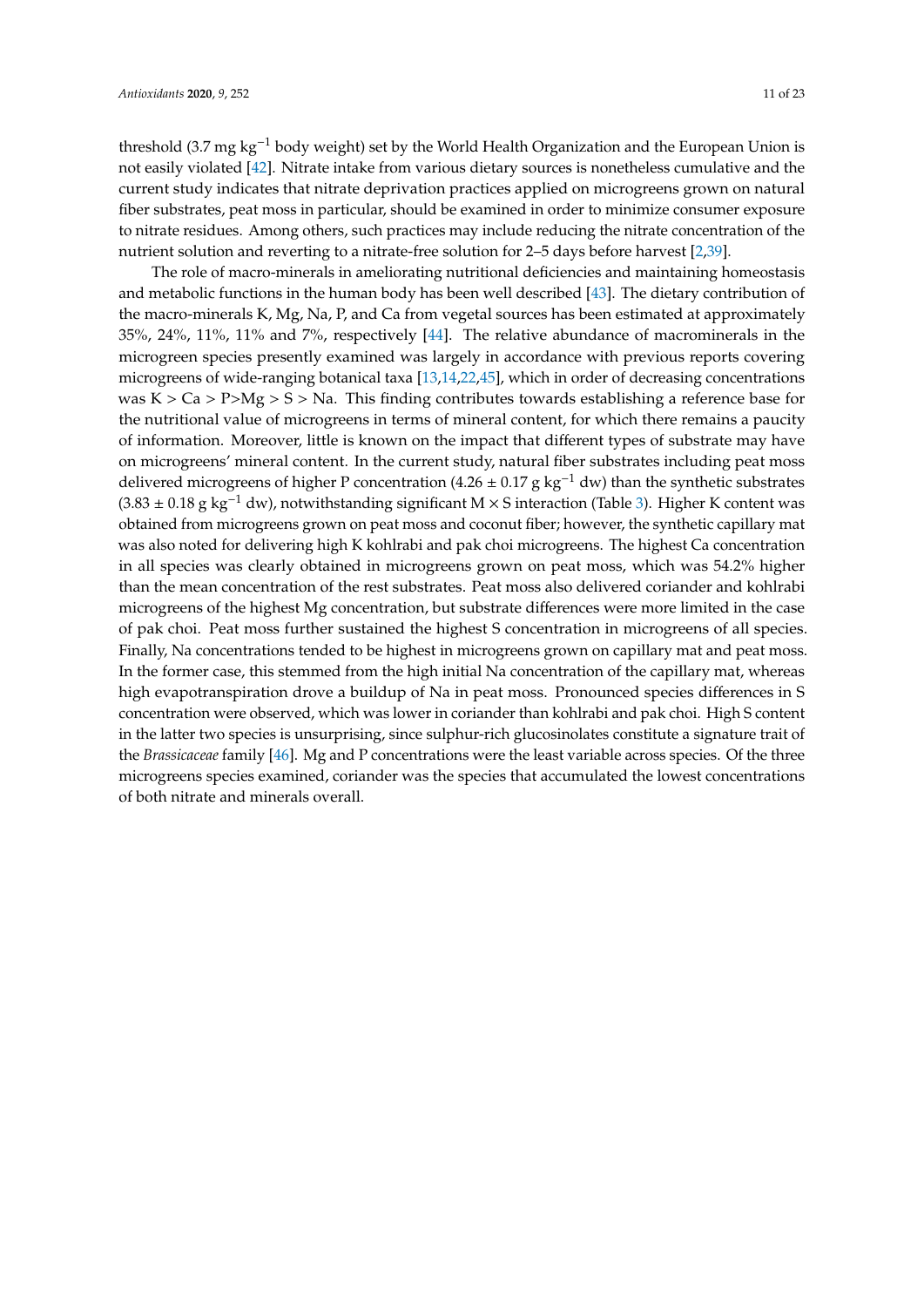threshold (3.7 mg $kg^{-1}$ body weight) set by the World Health Organization and the European Union is not easily violated [42]. Nitrate intake from various dietary sources is nonetheless cumulative and the current study indicates that nitrate deprivation practices applied on microgreens grown on natural fiber substrates, peat moss in particular, should be examined in order to minimize consumer exposure to nitrate residues. Among others, such practices may include reducing the nitrate concentration of the nutrient solution and reverting to a nitrate-free solution for 2–5 days before harvest [2,39].

The role of macro-minerals in ameliorating nutritional deficiencies and maintaining homeostasis and metabolic functions in the human body has been well described [43]. The dietary contribution of the macro-minerals K, Mg, Na, P, and Ca from vegetal sources has been estimated at approximately 35%, 24%, 11%, 11% and 7%, respectively [44]. The relative abundance of macrominerals in the microgreen species presently examined was largely in accordance with previous reports covering microgreens of wide-ranging botanical taxa [13,14,22,45], which in order of decreasing concentrations was K > Ca > P>Mg > S > Na. This finding contributes towards establishing a reference base for the nutritional value of microgreens in terms of mineral content, for which there remains a paucity of information. Moreover, little is known on the impact that different types of substrate may have on microgreens' mineral content. In the current study, natural fiber substrates including peat moss delivered microgreens of higher P concentration ($4.26 \pm 0.17$ g $kg^{-1}$ dw) than the synthetic substrates ($3.83 \pm 0.18$ g $kg^{-1}$ dw), notwithstanding significant M × S interaction (Table 3). Higher K content was obtained from microgreens grown on peat moss and coconut fiber; however, the synthetic capillary mat was also noted for delivering high K kohlrabi and pak choi microgreens. The highest Ca concentration in all species was clearly obtained in microgreens grown on peat moss, which was 54.2% higher than the mean concentration of the rest substrates. Peat moss also delivered coriander and kohlrabi microgreens of the highest Mg concentration, but substrate differences were more limited in the case of pak choi. Peat moss further sustained the highest S concentration in microgreens of all species. Finally, Na concentrations tended to be highest in microgreens grown on capillary mat and peat moss. In the former case, this stemmed from the high initial Na concentration of the capillary mat, whereas high evapotranspiration drove a buildup of Na in peat moss. Pronounced species differences in S concentration were observed, which was lower in coriander than kohlrabi and pak choi. High S content in the latter two species is unsurprising, since sulphur-rich glucosinolates constitute a signature trait of the *Brassicaceae* family [46]. Mg and P concentrations were the least variable across species. Of the three microgreens species examined, coriander was the species that accumulated the lowest concentrations of both nitrate and minerals overall.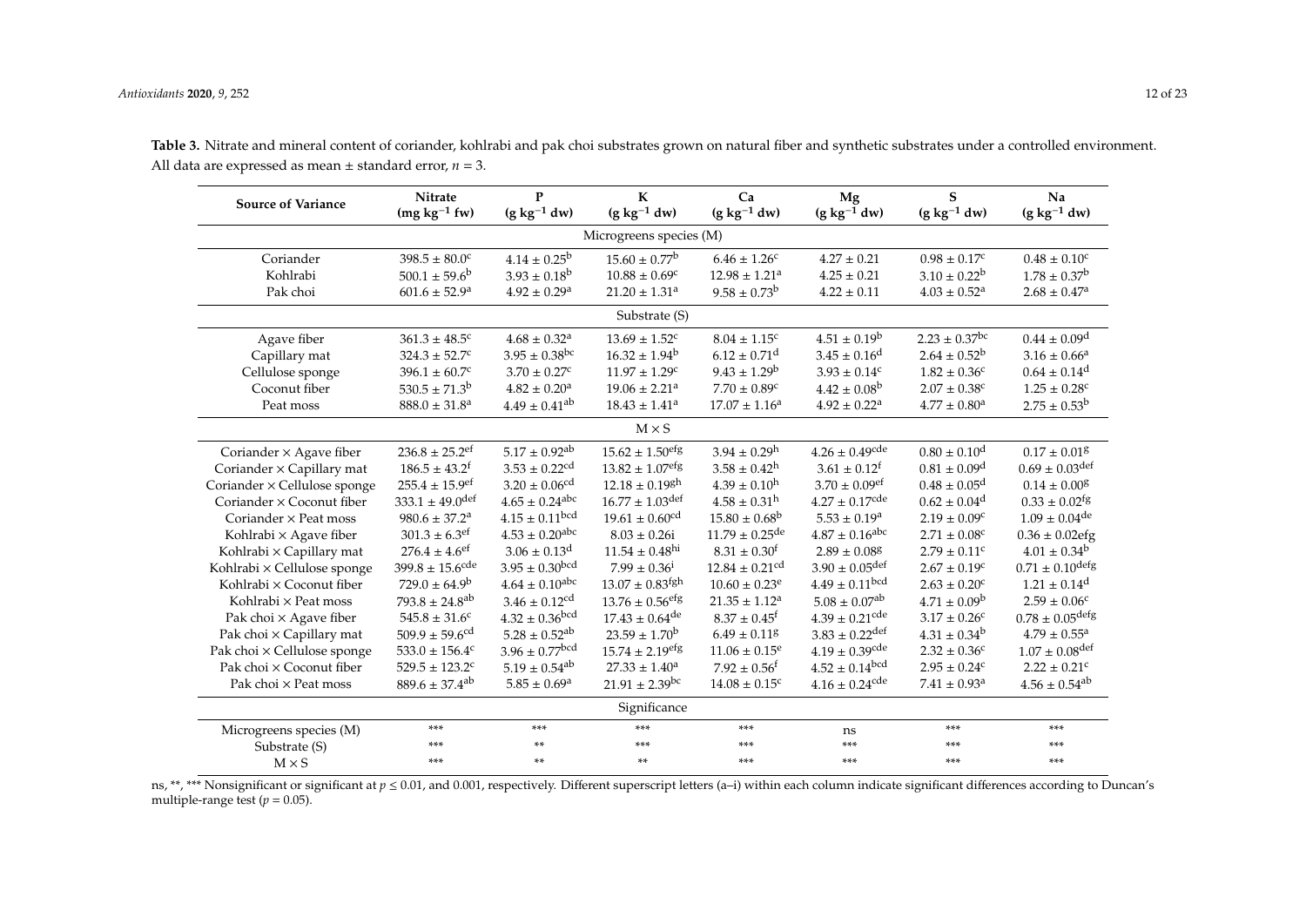**Table 3.** Nitrate and mineral content of coriander, kohlrabi and pak choi substrates grown on natural fiber and synthetic substrates under a controlled environment. All data are expressed as mean ± standard error, $n = 3$.

| Source of Variance | Nitrate ($mg\ kg^{-1}$ fw) | P ($g\ kg^{-1}$ dw) | K ($g\ kg^{-1}$ dw) | Ca ($g\ kg^{-1}$ dw) | Mg ($g\ kg^{-1}$ dw) | S ($g\ kg^{-1}$ dw) | Na ($g\ kg^{-1}$ dw) |
|---|---|---|---|---|---|---|---|
| Microgreens species (M) | | | | | | | |
| Coriander | $398.5 \pm 80.0^{c}$ | $4.14 \pm 0.25^{b}$ | $15.60 \pm 0.77^{b}$ | $6.46 \pm 1.26^{c}$ | $4.27 \pm 0.21$ | $0.98 \pm 0.17^{c}$ | $0.48 \pm 0.10^{c}$ |
| Kohlrabi | $500.1 \pm 59.6^{b}$ | $3.93 \pm 0.18^{b}$ | $10.88 \pm 0.69^{c}$ | $12.98 \pm 1.21^{a}$ | $4.25 \pm 0.21$ | $3.10 \pm 0.22^{b}$ | $1.78 \pm 0.37^{b}$ |
| Pak choi | $601.6 \pm 52.9^{a}$ | $4.92 \pm 0.29^{a}$ | $21.20 \pm 1.31^{a}$ | $9.58 \pm 0.73^{b}$ | $4.22 \pm 0.11$ | $4.03 \pm 0.52^{a}$ | $2.68 \pm 0.47^{a}$ |
| Substrate (S) | | | | | | | |
| Agave fiber | $361.3 \pm 48.5^{c}$ | $4.68 \pm 0.32^{a}$ | $13.69 \pm 1.52^{c}$ | $8.04 \pm 1.15^{c}$ | $4.51 \pm 0.19^{b}$ | $2.23 \pm 0.37^{bc}$ | $0.44 \pm 0.09^{d}$ |
| Capillary mat | $324.3 \pm 52.7^{c}$ | $3.95 \pm 0.38^{bc}$ | $16.32 \pm 1.94^{b}$ | $6.12 \pm 0.71^{d}$ | $3.45 \pm 0.16^{d}$ | $2.64 \pm 0.52^{b}$ | $3.16 \pm 0.66^{a}$ |
| Cellulose sponge | $396.1 \pm 60.7^{c}$ | $3.70 \pm 0.27^{c}$ | $11.97 \pm 1.29^{c}$ | $9.43 \pm 1.29^{b}$ | $3.93 \pm 0.14^{c}$ | $1.82 \pm 0.36^{c}$ | $0.64 \pm 0.14^{d}$ |
| Coconut fiber | $530.5 \pm 71.3^{b}$ | $4.82 \pm 0.20^{a}$ | $19.06 \pm 2.21^{a}$ | $7.70 \pm 0.89^{c}$ | $4.42 \pm 0.08^{b}$ | $2.07 \pm 0.38^{c}$ | $1.25 \pm 0.28^{c}$ |
| Peat moss | $888.0 \pm 31.8^{a}$ | $4.49 \pm 0.41^{ab}$ | $18.43 \pm 1.41^{a}$ | $17.07 \pm 1.16^{a}$ | $4.92 \pm 0.22^{a}$ | $4.77 \pm 0.80^{a}$ | $2.75 \pm 0.53^{b}$ |
| M × S | | | | | | | |
| Coriander × Agave fiber | $236.8 \pm 25.2^{ef}$ | $5.17 \pm 0.92^{ab}$ | $15.62 \pm 1.50^{efg}$ | $3.94 \pm 0.29^{h}$ | $4.26 \pm 0.49^{cde}$ | $0.80 \pm 0.10^{d}$ | $0.17 \pm 0.01^{g}$ |
| Coriander × Capillary mat | $186.5 \pm 43.2^{f}$ | $3.53 \pm 0.22^{cd}$ | $13.82 \pm 1.07^{efg}$ | $3.58 \pm 0.42^{h}$ | $3.61 \pm 0.12^{f}$ | $0.81 \pm 0.09^{d}$ | $0.69 \pm 0.03^{def}$ |
| Coriander × Cellulose sponge | $255.4 \pm 15.9^{ef}$ | $3.20 \pm 0.06^{cd}$ | $12.18 \pm 0.19^{gh}$ | $4.39 \pm 0.10^{h}$ | $3.70 \pm 0.09^{ef}$ | $0.48 \pm 0.05^{d}$ | $0.14 \pm 0.00^{g}$ |
| Coriander × Coconut fiber | $333.1 \pm 49.0^{def}$ | $4.65 \pm 0.24^{abc}$ | $16.77 \pm 1.03^{def}$ | $4.58 \pm 0.31^{h}$ | $4.27 \pm 0.17^{cde}$ | $0.62 \pm 0.04^{d}$ | $0.33 \pm 0.02^{fg}$ |
| Coriander × Peat moss | $980.6 \pm 37.2^{a}$ | $4.15 \pm 0.11^{bcd}$ | $19.61 \pm 0.60^{cd}$ | $15.80 \pm 0.68^{b}$ | $5.53 \pm 0.19^{a}$ | $2.19 \pm 0.09^{c}$ | $1.09 \pm 0.04^{de}$ |
| Kohlrabi × Agave fiber | $301.3 \pm 6.3^{ef}$ | $4.53 \pm 0.20^{abc}$ | $8.03 \pm 0.26i$ | $11.79 \pm 0.25^{de}$ | $4.87 \pm 0.16^{abc}$ | $2.71 \pm 0.08^{c}$ | $0.36 \pm 0.02efg$ |
| Kohlrabi × Capillary mat | $276.4 \pm 4.6^{ef}$ | $3.06 \pm 0.13^{d}$ | $11.54 \pm 0.48^{hi}$ | $8.31 \pm 0.30^{f}$ | $2.89 \pm 0.08^{g}$ | $2.79 \pm 0.11^{c}$ | $4.01 \pm 0.34^{b}$ |
| Kohlrabi × Cellulose sponge | $399.8 \pm 15.6^{cde}$ | $3.95 \pm 0.30^{bcd}$ | $7.99 \pm 0.36^{i}$ | $12.84 \pm 0.21^{cd}$ | $3.90 \pm 0.05^{def}$ | $2.67 \pm 0.19^{c}$ | $0.71 \pm 0.10^{defg}$ |
| Kohlrabi × Coconut fiber | $729.0 \pm 64.9^{b}$ | $4.64 \pm 0.10^{abc}$ | $13.07 \pm 0.83^{fgh}$ | $10.60 \pm 0.23^{e}$ | $4.49 \pm 0.11^{bcd}$ | $2.63 \pm 0.20^{c}$ | $1.21 \pm 0.14^{d}$ |
| Kohlrabi × Peat moss | $793.8 \pm 24.8^{ab}$ | $3.46 \pm 0.12^{cd}$ | $13.76 \pm 0.56^{efg}$ | $21.35 \pm 1.12^{a}$ | $5.08 \pm 0.07^{ab}$ | $4.71 \pm 0.09^{b}$ | $2.59 \pm 0.06^{c}$ |
| Pak choi × Agave fiber | $545.8 \pm 31.6^{c}$ | $4.32 \pm 0.36^{bcd}$ | $17.43 \pm 0.64^{de}$ | $8.37 \pm 0.45^{f}$ | $4.39 \pm 0.21^{cde}$ | $3.17 \pm 0.26^{c}$ | $0.78 \pm 0.05^{defg}$ |
| Pak choi × Capillary mat | $509.9 \pm 59.6^{cd}$ | $5.28 \pm 0.52^{ab}$ | $23.59 \pm 1.70^{b}$ | $6.49 \pm 0.11^{g}$ | $3.83 \pm 0.22^{def}$ | $4.31 \pm 0.34^{b}$ | $4.79 \pm 0.55^{a}$ |
| Pak choi × Cellulose sponge | $533.0 \pm 156.4^{c}$ | $3.96 \pm 0.77^{bcd}$ | $15.74 \pm 2.19^{efg}$ | $11.06 \pm 0.15^{e}$ | $4.19 \pm 0.39^{cde}$ | $2.32 \pm 0.36^{c}$ | $1.07 \pm 0.08^{def}$ |
| Pak choi × Coconut fiber | $529.5 \pm 123.2^{c}$ | $5.19 \pm 0.54^{ab}$ | $27.33 \pm 1.40^{a}$ | $7.92 \pm 0.56^{f}$ | $4.52 \pm 0.14^{bcd}$ | $2.95 \pm 0.24^{c}$ | $2.22 \pm 0.21^{c}$ |
| Pak choi × Peat moss | $889.6 \pm 37.4^{ab}$ | $5.85 \pm 0.69^{a}$ | $21.91 \pm 2.39^{bc}$ | $14.08 \pm 0.15^{c}$ | $4.16 \pm 0.24^{cde}$ | $7.41 \pm 0.93^{a}$ | $4.56 \pm 0.54^{ab}$ |
| Significance | | | | | | | |
| Microgreens species (M) | *** | *** | *** | *** | ns | *** | *** |
| Substrate (S) | *** | ** | *** | *** | *** | *** | *** |
| M × S | *** | ** | ** | *** | *** | *** | *** |

ns, **, *** Nonsignificant or significant at $p \leq 0.01$, and 0.001, respectively. Different superscript letters (a–i) within each column indicate significant differences according to Duncan's multiple-range test ($p = 0.05$).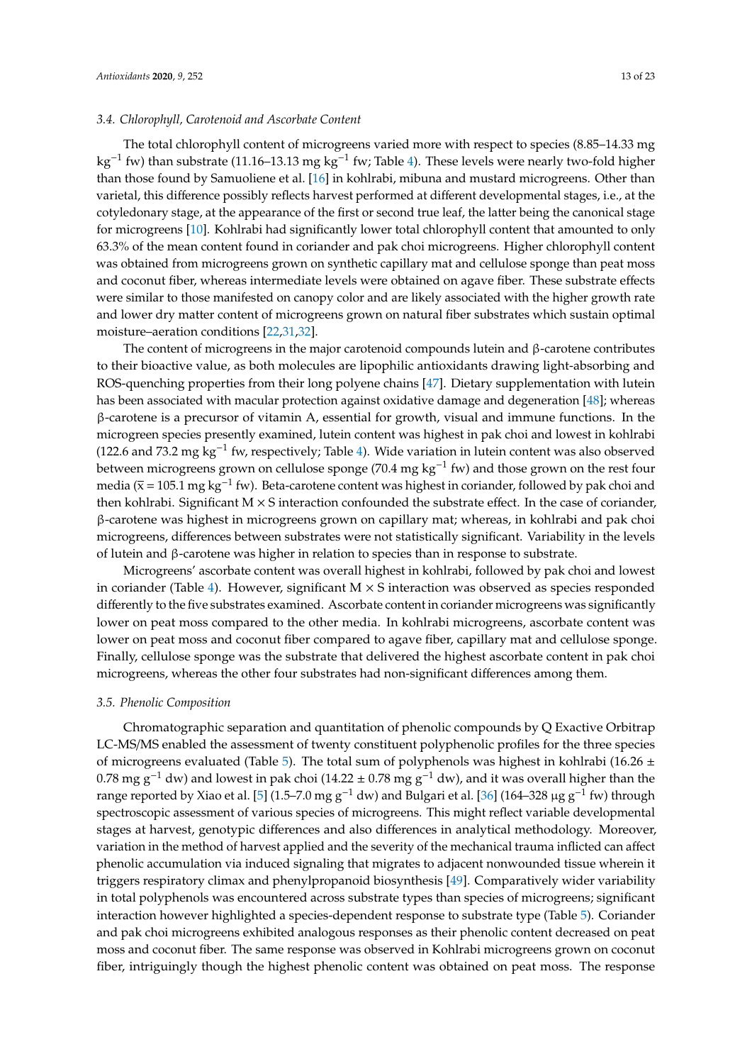### 3.4. Chlorophyll, Carotenoid and Ascorbate Content

The total chlorophyll content of microgreens varied more with respect to species (8.85–14.33 mg $kg^{-1}$ fw) than substrate (11.16–13.13 mg $kg^{-1}$ fw; Table 4). These levels were nearly two-fold higher than those found by Samuoliene et al. [16] in kohlrabi, mibuna and mustard microgreens. Other than varietal, this difference possibly reflects harvest performed at different developmental stages, i.e., at the cotyledonary stage, at the appearance of the first or second true leaf, the latter being the canonical stage for microgreens [10]. Kohlrabi had significantly lower total chlorophyll content that amounted to only 63.3% of the mean content found in coriander and pak choi microgreens. Higher chlorophyll content was obtained from microgreens grown on synthetic capillary mat and cellulose sponge than peat moss and coconut fiber, whereas intermediate levels were obtained on agave fiber. These substrate effects were similar to those manifested on canopy color and are likely associated with the higher growth rate and lower dry matter content of microgreens grown on natural fiber substrates which sustain optimal moisture–aeration conditions [22,31,32].

The content of microgreens in the major carotenoid compounds lutein and β-carotene contributes to their bioactive value, as both molecules are lipophilic antioxidants drawing light-absorbing and ROS-quenching properties from their long polyene chains [47]. Dietary supplementation with lutein has been associated with macular protection against oxidative damage and degeneration [48]; whereas β-carotene is a precursor of vitamin A, essential for growth, visual and immune functions. In the microgreen species presently examined, lutein content was highest in pak choi and lowest in kohlrabi (122.6 and 73.2 mg $kg^{-1}$ fw, respectively; Table 4). Wide variation in lutein content was also observed between microgreens grown on cellulose sponge (70.4 mg $kg^{-1}$ fw) and those grown on the rest four media ($\bar{x}$ = 105.1 mg $kg^{-1}$ fw). Beta-carotene content was highest in coriander, followed by pak choi and then kohlrabi. Significant M × S interaction confounded the substrate effect. In the case of coriander, β-carotene was highest in microgreens grown on capillary mat; whereas, in kohlrabi and pak choi microgreens, differences between substrates were not statistically significant. Variability in the levels of lutein and β-carotene was higher in relation to species than in response to substrate.

Microgreens' ascorbate content was overall highest in kohlrabi, followed by pak choi and lowest in coriander (Table 4). However, significant M × S interaction was observed as species responded differently to the five substrates examined. Ascorbate content in coriander microgreens was significantly lower on peat moss compared to the other media. In kohlrabi microgreens, ascorbate content was lower on peat moss and coconut fiber compared to agave fiber, capillary mat and cellulose sponge. Finally, cellulose sponge was the substrate that delivered the highest ascorbate content in pak choi microgreens, whereas the other four substrates had non-significant differences among them.

### 3.5. Phenolic Composition

Chromatographic separation and quantitation of phenolic compounds by Q Exactive Orbitrap LC-MS/MS enabled the assessment of twenty constituent polyphenolic profiles for the three species of microgreens evaluated (Table 5). The total sum of polyphenols was highest in kohlrabi (16.26 ± 0.78 mg $g^{-1}$ dw) and lowest in pak choi (14.22 ± 0.78 mg $g^{-1}$ dw), and it was overall higher than the range reported by Xiao et al. [5] (1.5–7.0 mg $g^{-1}$ dw) and Bulgari et al. [36] (164–328 μg $g^{-1}$ fw) through spectroscopic assessment of various species of microgreens. This might reflect variable developmental stages at harvest, genotypic differences and also differences in analytical methodology. Moreover, variation in the method of harvest applied and the severity of the mechanical trauma inflicted can affect phenolic accumulation via induced signaling that migrates to adjacent nonwounded tissue wherein it triggers respiratory climax and phenylpropanoid biosynthesis [49]. Comparatively wider variability in total polyphenols was encountered across substrate types than species of microgreens; significant interaction however highlighted a species-dependent response to substrate type (Table 5). Coriander and pak choi microgreens exhibited analogous responses as their phenolic content decreased on peat moss and coconut fiber. The same response was observed in Kohlrabi microgreens grown on coconut fiber, intriguingly though the highest phenolic content was obtained on peat moss. The response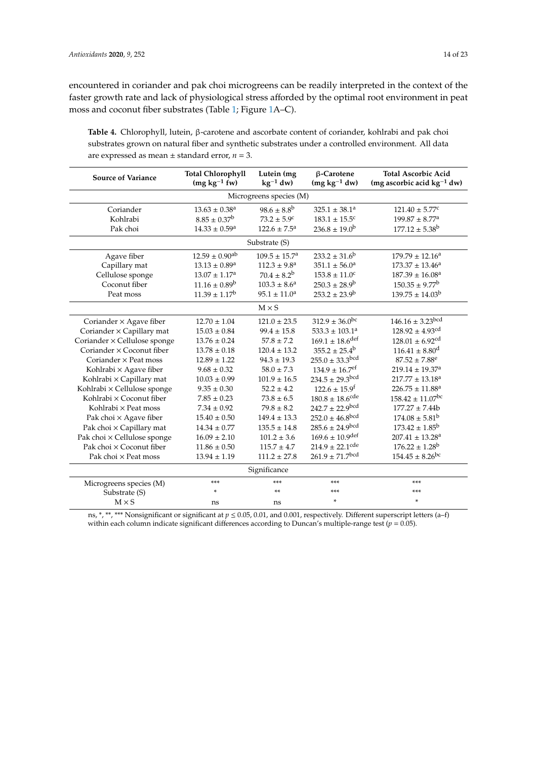encountered in coriander and pak choi microgreens can be readily interpreted in the context of the faster growth rate and lack of physiological stress afforded by the optimal root environment in peat moss and coconut fiber substrates (Table 1; Figure 1A–C).

**Table 4.** Chlorophyll, lutein, β-carotene and ascorbate content of coriander, kohlrabi and pak choi substrates grown on natural fiber and synthetic substrates under a controlled environment. All data are expressed as mean ± standard error, $n = 3$.

| Source of Variance | Total Chlorophyll (mg kg$^{-1}$ fw) | Lutein (mg kg$^{-1}$ dw) | β-Carotene (mg kg$^{-1}$ dw) | Total Ascorbic Acid (mg ascorbic acid kg$^{-1}$ dw) |
|---|---|---|---|---|
| **Microgreens species (M)** | | | | |
| Coriander | 13.63 ± 0.38$^{a}$ | 98.6 ± 8.8$^{b}$ | 325.1 ± 38.1$^{a}$ | 121.40 ± 5.77$^{c}$ |
| Kohlrabi | 8.85 ± 0.37$^{b}$ | 73.2 ± 5.9$^{c}$ | 183.1 ± 15.5$^{c}$ | 199.87 ± 8.77$^{a}$ |
| Pak choi | 14.33 ± 0.59$^{a}$ | 122.6 ± 7.5$^{a}$ | 236.8 ± 19.0$^{b}$ | 177.12 ± 5.38$^{b}$ |
| **Substrate (S)** | | | | |
| Agave fiber | 12.59 ± 0.90$^{ab}$ | 109.5 ± 15.7$^{a}$ | 233.2 ± 31.6$^{b}$ | 179.79 ± 12.16$^{a}$ |
| Capillary mat | 13.13 ± 0.89$^{a}$ | 112.3 ± 9.8$^{a}$ | 351.1 ± 56.0$^{a}$ | 173.37 ± 13.46$^{a}$ |
| Cellulose sponge | 13.07 ± 1.17$^{a}$ | 70.4 ± 8.2$^{b}$ | 153.8 ± 11.0$^{c}$ | 187.39 ± 16.08$^{a}$ |
| Coconut fiber | 11.16 ± 0.89$^{b}$ | 103.3 ± 8.6$^{a}$ | 250.3 ± 28.9$^{b}$ | 150.35 ± 9.77$^{b}$ |
| Peat moss | 11.39 ± 1.17$^{b}$ | 95.1 ± 11.0$^{a}$ | 253.2 ± 23.9$^{b}$ | 139.75 ± 14.03$^{b}$ |
| **M × S** | | | | |
| Coriander × Agave fiber | 12.70 ± 1.04 | 121.0 ± 23.5 | 312.9 ± 36.0$^{bc}$ | 146.16 ± 3.23$^{bcd}$ |
| Coriander × Capillary mat | 15.03 ± 0.84 | 99.4 ± 15.8 | 533.3 ± 103.1$^{a}$ | 128.92 ± 4.93$^{cd}$ |
| Coriander × Cellulose sponge | 13.76 ± 0.24 | 57.8 ± 7.2 | 169.1 ± 18.6$^{def}$ | 128.01 ± 6.92$^{cd}$ |
| Coriander × Coconut fiber | 13.78 ± 0.18 | 120.4 ± 13.2 | 355.2 ± 25.4$^{b}$ | 116.41 ± 8.80$^{d}$ |
| Coriander × Peat moss | 12.89 ± 1.22 | 94.3 ± 19.3 | 255.0 ± 33.3$^{bcd}$ | 87.52 ± 7.88$^{e}$ |
| Kohlrabi × Agave fiber | 9.68 ± 0.32 | 58.0 ± 7.3 | 134.9 ± 16.7$^{ef}$ | 219.14 ± 19.37$^{a}$ |
| Kohlrabi × Capillary mat | 10.03 ± 0.99 | 101.9 ± 16.5 | 234.5 ± 29.3$^{bcd}$ | 217.77 ± 13.18$^{a}$ |
| Kohlrabi × Cellulose sponge | 9.35 ± 0.30 | 52.2 ± 4.2 | 122.6 ± 15.9$^{f}$ | 226.75 ± 11.88$^{a}$ |
| Kohlrabi × Coconut fiber | 7.85 ± 0.23 | 73.8 ± 6.5 | 180.8 ± 18.6$^{cde}$ | 158.42 ± 11.07$^{bc}$ |
| Kohlrabi × Peat moss | 7.34 ± 0.92 | 79.8 ± 8.2 | 242.7 ± 22.9$^{bcd}$ | 177.27 ± 7.44b |
| Pak choi × Agave fiber | 15.40 ± 0.50 | 149.4 ± 13.3 | 252.0 ± 46.8$^{bcd}$ | 174.08 ± 5.81$^{b}$ |
| Pak choi × Capillary mat | 14.34 ± 0.77 | 135.5 ± 14.8 | 285.6 ± 24.9$^{bcd}$ | 173.42 ± 1.85$^{b}$ |
| Pak choi × Cellulose sponge | 16.09 ± 2.10 | 101.2 ± 3.6 | 169.6 ± 10.9$^{def}$ | 207.41 ± 13.28$^{a}$ |
| Pak choi × Coconut fiber | 11.86 ± 0.50 | 115.7 ± 4.7 | 214.9 ± 22.1$^{cde}$ | 176.22 ± 1.28$^{b}$ |
| Pak choi × Peat moss | 13.94 ± 1.19 | 111.2 ± 27.8 | 261.9 ± 71.7$^{bcd}$ | 154.45 ± 8.26$^{bc}$ |
| **Significance** | | | | |
| Microgreens species (M) | *** | *** | *** | *** |
| Substrate (S) | * | ** | *** | *** |
| M × S | ns | ns | * | * |

ns, *, **, *** Nonsignificant or significant at $p \leq 0.05$, 0.01, and 0.001, respectively. Different superscript letters (a–f) within each column indicate significant differences according to Duncan's multiple-range test ($p = 0.05$).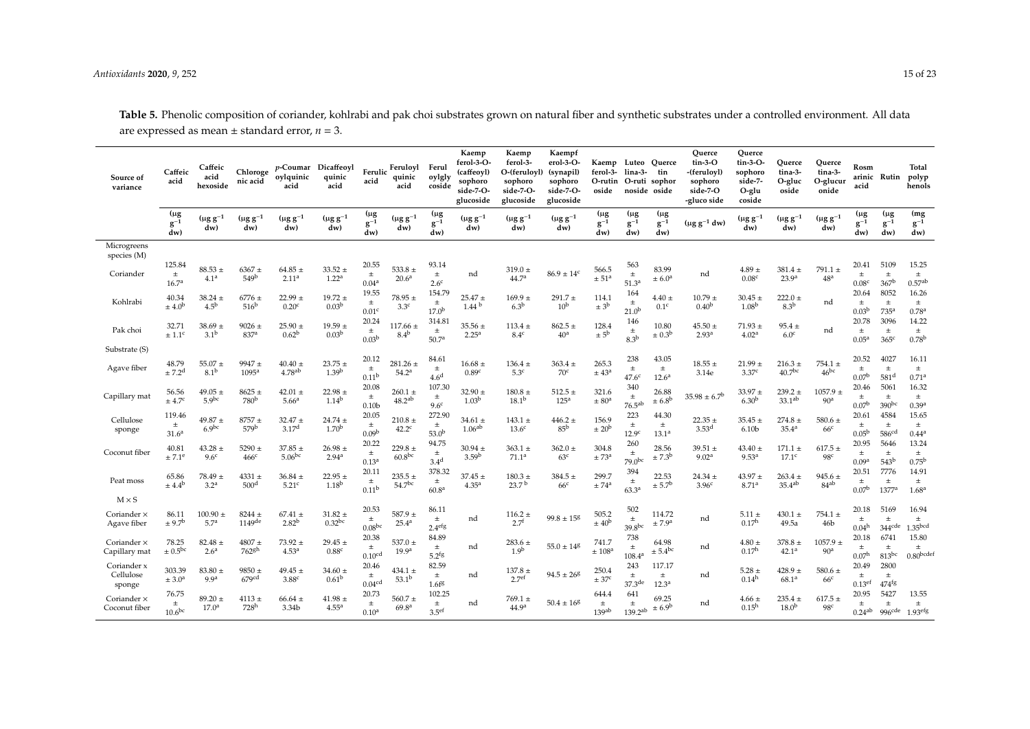**Table 5.** Phenolic composition of coriander, kohlrabi and pak choi substrates grown on natural fiber and synthetic substrates under a controlled environment. All data are expressed as mean ± standard error, $n = 3$.

| Source of variance | Caffeic acid | Caffeic acid hexoside | Chlorogenic acid | *p*-Coumaroylquinic acid | Dicaffeoyl quinic acid | Ferulic acid | Feruloyl quinic acid | Feruloylglycoside | Kaempferol-3-O-(caffeoyl) sophoroside-7-O-glucoside | Kaempferol-3-O-(feruloyl) sophoroside-7-O-glucoside | Kaempferol-3-O-(synapil) sophoroside-7-O-glucoside | Kaempferol-3-O-rutinoside | Luteolina-3-O-rutinoside | Quercetin sophoroside | Quercetin-3-O-(feruloyl) sophoroside-7-O-glucoside | Quercetin-3-O-sophoroside-7-O-glucoside | Quercetina-3-O-glucoside | Quercetina-3-O-glucuronide | Rosmarinic acid | Rutin | Total polyphenols |
|---|---|---|---|---|---|---|---|---|---|---|---|---|---|---|---|---|---|---|---|---|---|
| | (μg $g^{-1}$ dw) | (μg $g^{-1}$ dw) | (μg $g^{-1}$ dw) | (μg $g^{-1}$ dw) | (μg $g^{-1}$ dw) | (μg $g^{-1}$ dw) | (μg $g^{-1}$ dw) | (μg $g^{-1}$ dw) | (μg $g^{-1}$ dw) | (μg $g^{-1}$ dw) | (μg $g^{-1}$ dw) | (μg $g^{-1}$ dw) | (μg $g^{-1}$ dw) | (μg $g^{-1}$ dw) | (μg $g^{-1}$ dw) | (μg $g^{-1}$ dw) | (μg $g^{-1}$ dw) | (μg $g^{-1}$ dw) | (μg $g^{-1}$ dw) | (μg $g^{-1}$ dw) | (mg $g^{-1}$ dw) |
| Microgreens species (M) | | | | | | | | | | | | | | | | | | | | | |
| Coriander | 125.84 ± 16.7[a] | 88.53 ± 4.1[a] | 6367 ± 549[b] | 64.85 ± 2.11[a] | 33.52 ± 1.22[a] | 20.55 ± 0.04[a] | 533.8 ± 20.6[a] | 93.14 ± 2.6[c] | nd | 319.0 ± 44.7[a] | 86.9 ± 14[c] | 566.5 ± 51[a] | 563 ± 51.3[a] | 83.99 ± 6.0[a] | nd | 4.89 ± 0.08[c] | 381.4 ± 23.9[a] | 791.1 ± 48[a] | 20.41 ± 0.08[c] | 5109 ± 367[b] | 15.25 ± 0.57[ab] |
| Kohlrabi | 40.34 ± 4.0[b] | 38.24 ± 4.5[b] | 6776 ± 516[b] | 22.99 ± 0.20[c] | 19.72 ± 0.03[b] | 19.55 ± 0.01[c] | 78.95 ± 3.3[c] | 154.79 ± 17.0[b] | 25.47 ± 1.44 [b] | 169.9 ± 6.3[b] | 291.7 ± 10[b] | 114.1 ± 3[b] | 164 ± 21.0[b] | 4.40 ± 0.1[c] | 10.79 ± 0.40[b] | 30.45 ± 1.08[b] | 222.0 ± 8.3[b] | nd | 20.64 ± 0.03[b] | 8052 ± 735[a] | 16.26 ± 0.78[a] |
| Pak choi | 32.71 ± 1.1[c] | 38.69 ± 3.1[b] | 9026 ± 837[a] | 25.90 ± 0.62[b] | 19.59 ± 0.03[b] | 20.24 ± 0.03[b] | 117.66 ± 8.4[b] | 314.81 ± 50.7[a] | 35.56 ± 2.25[a] | 113.4 ± 8.4[c] | 862.5 ± 40[a] | 128.4 ± 5[b] | 146 ± 8.3[b] | 10.80 ± 0.3[b] | 45.50 ± 2.93[a] | 71.93 ± 4.02[a] | 95.4 ± 6.0[c] | nd | 20.78 ± 0.05[a] | 3096 ± 365[c] | 14.22 ± 0.78[b] |
| Substrate (S) | | | | | | | | | | | | | | | | | | | | | |
| Agave fiber | 48.79 ± 7.2[d] | 55.07 ± 8.1[b] | 9947 ± 1095[a] | 40.40 ± 4.78[ab] | 23.75 ± 1.39[b] | 20.12 ± 0.11[b] | 281.26 ± 54.2[a] | 84.61 ± 4.6[d] | 16.68 ± 0.89[c] | 136.4 ± 5.3[c] | 363.4 ± 70[c] | 265.3 ± 43[a] | 238 ± 47.6[c] | 43.05 ± 12.6[a] | 18.55 ± 3.14e | 21.99 ± 3.37[c] | 216.3 ± 40.7[bc] | 754.1 ± 46[bc] | 20.52 ± 0.07[b] | 4027 ± 581[d] | 16.11 ± 0.71[a] |
| Capillary mat | 56.56 ± 4.7[c] | 49.05 ± 5.9[bc] | 8625 ± 780[b] | 42.01 ± 5.66[a] | 22.98 ± 1.14[b] | 20.08 ± 0.10b | 260.1 ± 48.2[ab] | 107.30 ± 9.6[c] | 32.90 ± 1.03[b] | 180.8 ± 18.1[b] | 512.5 ± 125[a] | 321.6 ± 80[a] | 340 ± 76.5[ab] | 26.88 ± 6.8[b] | 35.98 ± 6.7[b] | 33.97 ± 6.30[b] | 239.2 ± 33.1[ab] | 1057.9 ± 90[a] | 20.46 ± 0.07[b] | 5061 ± 390[bc] | 16.32 ± 0.39[a] |
| Cellulose sponge | 119.46 ± 31.6[a] | 49.87 ± 6.9[bc] | 8757 ± 579[b] | 32.47 ± 3.17[d] | 24.74 ± 1.70[b] | 20.05 ± 0.09[b] | 210.8 ± 42.2[c] | 272.90 ± 53.0[b] | 34.61 ± 1.06[ab] | 143.1 ± 13.6[c] | 446.2 ± 85[b] | 156.9 ± 20[b] | 223 ± 12.9[c] | 44.30 ± 13.1[a] | 22.35 ± 3.53[d] | 35.45 ± 6.10b | 274.8 ± 35.4[a] | 580.6 ± 66[c] | 20.61 ± 0.05[b] | 4584 ± 586[cd] | 15.65 ± 0.44[a] |
| Coconut fiber | 40.81 ± 7.1[e] | 43.28 ± 9.6[c] | 5290 ± 466[c] | 37.85 ± 5.06[bc] | 26.98 ± 2.94[a] | 20.22 ± 0.13[a] | 229.8 ± 60.8[bc] | 94.75 ± 3.4[d] | 30.94 ± 3.59[b] | 363.1 ± 71.1[a] | 362.0 ± 63[c] | 304.8 ± 73[a] | 260 ± 79.0[bc] | 28.56 ± 7.3[b] | 39.51 ± 9.02[a] | 43.40 ± 9.53[a] | 171.1 ± 17.1[c] | 617.5 ± 98[c] | 20.95 ± 0.09[a] | 5646 ± 543[b] | 13.24 ± 0.75[b] |
| Peat moss | 65.86 ± 4.4[b] | 78.49 ± 3.2[a] | 4331 ± 500[d] | 36.84 ± 5.21[c] | 22.95 ± 1.18[b] | 20.11 ± 0.11[b] | 235.5 ± 54.7[bc] | 378.32 ± 60.8[a] | 37.45 ± 4.35[a] | 180.3 ± 23.7 [b] | 384.5 ± 66[c] | 299.7 ± 74[a] | 394 ± 63.3[a] | 22.53 ± 5.7[b] | 24.34 ± 3.96[c] | 43.97 ± 8.71[a] | 263.3 ± 35.4[ab] | 945.6 ± 84[ab] | 20.51 ± 0.07[b] | 7776 ± 1377[a] | 14.91 ± 1.68[a] |
| M × S | | | | | | | | | | | | | | | | | | | | | |
| Coriander × Agave fiber | 86.11 ± 9.7[b] | 100.90 ± 5.7[a] | 8244 ± 1149[de] | 67.41 ± 2.82[b] | 31.82 ± 0.32[bc] | 20.53 ± 0.08[bc] | 587.9 ± 25.4[a] | 86.11 ± 2.4[efg] | nd | 116.2 ± 2.7[f] | 99.8 ± 15[g] | 505.2 ± 40[b] | 502 ± 39.8[bc] | 114.72 ± 7.9[a] | nd | 5.11 ± 0.17[h] | 430.1 ± 49.5a | 754.1 ± 46b | 20.18 ± 0.04[h] | 5169 ± 344[cde] | 16.94 ± 1.35[bcd] |
| Coriander × Capillary mat | 78.25 ± 0.5[bc] | 82.48 ± 2.6[a] | 4807 ± 762[gh] | 73.92 ± 4.53[a] | 29.45 ± 0.88[c] | 20.38 ± 0.10[cd] | 537.0 ± 19.9[a] | 84.89 ± 5.2[fg] | nd | 283.6 ± 1.9[b] | 55.0 ± 14[g] | 741.7 ± 108[a] | 738 ± 108.4[a] | 64.98 ± 5.4[bc] | nd | 4.80 ± 0.17[h] | 378.8 ± 42.1[a] | 1057.9 ± 90[a] | 20.18 ± 0.07[h] | 6741 ± 813[bc] | 15.80 ± 0.80[bcdef] |
| Coriander x Cellulose sponge | 303.39 ± 3.0[a] | 83.80 ± 9.9[a] | 9850 ± 679[cd] | 49.45 ± 3.88[c] | 34.60 ± 0.61[b] | 20.46 ± 0.04[cd] | 434.1 ± 53.1[b] | 82.59 ± 1.6[fg] | nd | 137.8 ± 2.7[ef] | 94.5 ± 26[g] | 250.4 ± 37[c] | 243 ± 37.3[de] | 117.17 ± 12.3[a] | nd | 5.28 ± 0.14[h] | 428.9 ± 68.1[a] | 580.6 ± 66[c] | 20.49 ± 0.13[ef] | 2800 ± 474[fg] | |
| Coriander × Coconut fiber | 76.75 ± 10.6[bc] | 89.20 ± 17.0[a] | 4113 ± 728[h] | 66.64 ± 3.34b | 41.98 ± 4.55[a] | 20.73 ± 0.10[a] | 560.7 ± 69.8[a] | 102.25 ± 3.5[ef] | nd | 769.1 ± 44.9[a] | 50.4 ± 16[g] | 644.4 ± 139[ab] | 641 ± 139.2[ab] | 69.25 ± 6.9[b] | nd | 4.66 ± 0.15[h] | 235.4 ± 18.0[b] | 617.5 ± 98[c] | 20.95 ± 0.24[ab] | 5427 ± 996[cde] | 13.55 ± 1.93[efg] |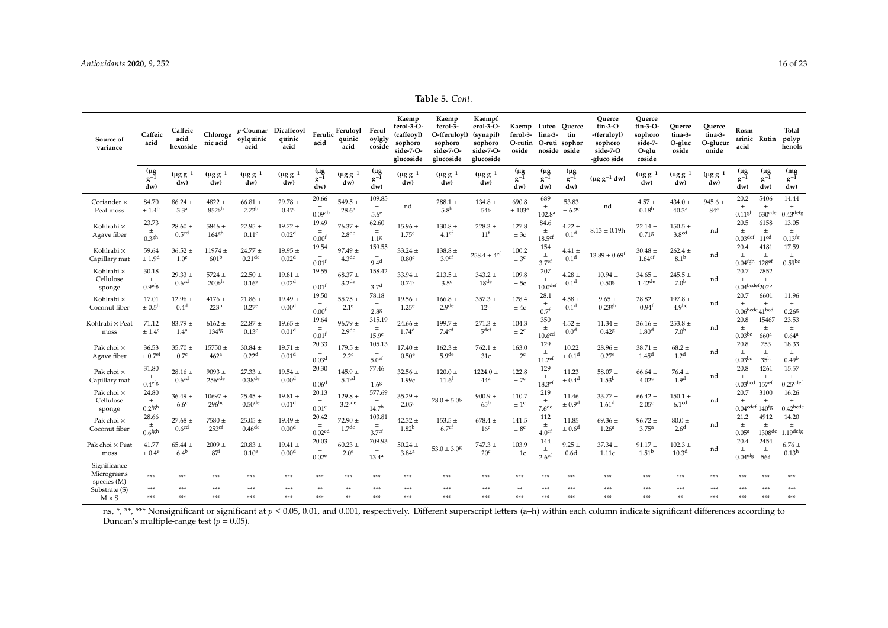**Table 5.** *Cont.*

| Source of variance | Caffeic acid | Caffeic acid hexoside | Chlorogenic acid | *p*-Coumaroylquinic acid | Dicaffeoyl quinic acid | Ferulic acid | Feruloyl quinic acid | Feruloylglycoside | Kaempferol-3-O-(caffeoyl) sophoroside-7-O-glucoside | Kaempferol-3-O-(feruloyl) sophoroside-7-O-glucoside | Kaempferol-3-O-(synapil) sophoroside-7-O-glucoside | Kaempferol-3-O-rutinoside | Luteolina-3-O-rutinoside | Quercetin sophoroside | Quercetin-3-O-(feruloyl) sophoroside-7-O-gluco side | Quercetin-3-O-sophoroside-7-O-glucoside | Quercetina-3-O-glucoside | Quercetina-3-O-glucuronide | Rosmarinic acid | Rutin | Total polyphenols |
|---|---|---|---|---|---|---|---|---|---|---|---|---|---|---|---|---|---|---|---|---|---|
| | (μg $g^{-1}$ dw) | (μg $g^{-1}$ dw) | (μg $g^{-1}$ dw) | (μg $g^{-1}$ dw) | (μg $g^{-1}$ dw) | (μg $g^{-1}$ dw) | (μg $g^{-1}$ dw) | (μg $g^{-1}$ dw) | (μg $g^{-1}$ dw) | (μg $g^{-1}$ dw) | (μg $g^{-1}$ dw) | (μg $g^{-1}$ dw) | (μg $g^{-1}$ dw) | (μg $g^{-1}$ dw) | (μg $g^{-1}$ dw) | (μg $g^{-1}$ dw) | (μg $g^{-1}$ dw) | (μg $g^{-1}$ dw) | (μg $g^{-1}$ dw) | (μg $g^{-1}$ dw) | (mg $g^{-1}$ dw) |
| Coriander × Peat moss | 84.70 ± 1.4$^{b}$ | 86.24 ± 3.3$^{a}$ | 4822 ± 852$^{gh}$ | 66.81 ± 2.72$^{b}$ | 29.78 ± 0.47$^{c}$ | 20.66 ± 0.09$^{ab}$ | 549.5 ± 28.6$^{a}$ | 109.85 ± 5.6$^{e}$ | nd | 288.1 ± 5.8$^{b}$ | 134.8 ± 54$^{g}$ | 690.8 ± 103$^{a}$ | 689 ± 102.8$^{a}$ | 53.83 ± 6.2$^{c}$ | nd | 4.57 ± 0.18$^{h}$ | 434.0 ± 40.3$^{a}$ | 945.6 ± 84$^{a}$ | 20.2 ± 0.11$^{gh}$ | 5406 ± 530$^{cde}$ | 14.44 ± 0.43$^{defg}$ |
| Kohlrabi × Agave fiber | 23.73 ± 0.3$^{gh}$ | 28.60 ± 0.5$^{cd}$ | 5846 ± 164$^{gh}$ | 22.95 ± 0.11$^{e}$ | 19.72 ± 0.02$^{d}$ | 19.49 ± 0.00$^{f}$ | 76.37 ± 2.8$^{de}$ | 62.60 ± 1.1$^{g}$ | 15.96 ± 1.75$^{e}$ | 130.8 ± 4.1$^{ef}$ | 228.3 ± 11$^{f}$ | 127.8 ± 3c | 84.6 ± 18.5$^{ef}$ | 4.22 ± 0.1$^{d}$ | 8.13 ± 0.19h | 22.14 ± 0.71$^{g}$ | 150.5 ± 3.8$^{cd}$ | nd | 20.5 ± 0.03$^{def}$ | 6158 ± 11$^{cd}$ | 13.05 ± 0.13$^{fg}$ |
| Kohlrabi × Capillary mat | 59.64 ± 1.9$^{d}$ | 36.52 ± 1.0$^{c}$ | 11974 ± 601$^{b}$ | 24.77 ± 0.21$^{de}$ | 19.95 ± 0.02$^{d}$ | 19.54 ± 0.01$^{f}$ | 97.49 ± 4.3$^{de}$ | 159.55 ± 9.4$^{d}$ | 33.24 ± 0.80$^{c}$ | 138.8 ± 3.9$^{ef}$ | 258.4 ± 4$^{ef}$ | 100.2 ± 3$^{c}$ | 154 ± 3.7$^{ef}$ | 4.41 ± 0.1$^{d}$ | 13.89 ± 0.69$^{f}$ | 30.48 ± 1.64$^{ef}$ | 262.4 ± 8.1$^{b}$ | nd | 20.4 ± 0.04$^{fgh}$ | 4181 ± 128$^{ef}$ | 17.59 ± 0.59$^{bc}$ |
| Kohlrabi × Cellulose sponge | 30.18 ± 0.9$^{efg}$ | 29.33 ± 0.6$^{cd}$ | 5724 ± 200$^{gh}$ | 22.50 ± 0.16$^{e}$ | 19.81 ± 0.02$^{d}$ | 19.55 ± 0.01$^{f}$ | 68.37 ± 3.2$^{de}$ | 158.42 ± 3.7$^{d}$ | 33.94 ± 0.74$^{c}$ | 213.5 ± 3.5$^{c}$ | 343.2 ± 18$^{de}$ | 109.8 ± 5c | 207 ± 10.0$^{def}$ | 4.28 ± 0.0$^{d}$ | 10.94 ± 0.50$^{g}$ | 34.65 ± 1.42$^{de}$ | 245.5 ± 7.0$^{b}$ | nd | 20.7 ± 0.04$^{bcdef}$ | 7852 ± 202$^{b}$ | |
| Kohlrabi × Coconut fiber | 17.01 ± 0.5$^{h}$ | 12.96 ± 0.4$^{d}$ | 4176 ± 223$^{h}$ | 21.86 ± 0.27$^{e}$ | 19.49 ± 0.00$^{d}$ | 19.50 ± 0.00$^{f}$ | 55.75 ± 2.1$^{e}$ | 78.18 ± 2.8$^{g}$ | 19.56 ± 1.25$^{e}$ | 166.8 ± 2.9$^{de}$ | 357.3 ± 12$^{d}$ | 128.4 ± 4c | 28.1 ± 0.7$^{f}$ | 4.58 ± 0.1$^{d}$ | 9.65 ± 0.23$^{gh}$ | 28.82 ± 0.94$^{f}$ | 197.8 ± 4.9$^{bc}$ | nd | 20.7 ± 0.06$^{bcde}$ | 6601 ± 41$^{bcd}$ | 11.96 ± 0.26$^{g}$ |
| Kohlrabi × Peat moss | 71.12 ± 1.4$^{c}$ | 83.79 ± 1.4$^{a}$ | 6162 ± 134$^{fg}$ | 22.87 ± 0.13$^{e}$ | 19.65 ± 0.01$^{d}$ | 19.64 ± 0.01$^{f}$ | 96.79 ± 2.9$^{de}$ | 315.19 ± 15.9$^{c}$ | 24.66 ± 1.74$^{d}$ | 199.7 ± 7.4$^{cd}$ | 271.3 ± 5$^{def}$ | 104.3 ± 2$^{c}$ | 350 ± 10.6$^{cd}$ | 4.52 ± 0.0$^{d}$ | 11.34 ± 0.42$^{g}$ | 36.16 ± 1.80$^{d}$ | 253.8 ± 7.0$^{b}$ | nd | 20.8 ± 0.03$^{bc}$ | 15467 ± 660$^{a}$ | 23.53 ± 0.64$^{a}$ |
| Pak choi × Agave fiber | 36.53 ± 0.7$^{ef}$ | 35.70 ± 0.7$^{c}$ | 15750 ± 462$^{a}$ | 30.84 ± 0.22$^{d}$ | 19.71 ± 0.01$^{d}$ | 20.33 ± 0.03$^{d}$ | 179.5 ± 2.2$^{c}$ | 105.13 ± 5.0$^{ef}$ | 17.40 ± 0.50$^{e}$ | 162.3 ± 5.9$^{de}$ | 762.1 ± 31c | 163.0 ± 2$^{c}$ | 129 ± 11.2$^{ef}$ | 10.22 ± 0.1$^{d}$ | 28.96 ± 0.27$^{e}$ | 38.71 ± 1.45$^{d}$ | 68.2 ± 1.2$^{d}$ | nd | 20.8 ± 0.03$^{bc}$ | 753 ± 35$^{h}$ | 18.33 ± 0.49$^{b}$ |
| Pak choi × Capillary mat | 31.80 ± 0.4$^{efg}$ | 28.16 ± 0.6$^{cd}$ | 9093 ± 256$^{cde}$ | 27.33 ± 0.38$^{de}$ | 19.54 ± 0.00$^{d}$ | 20.30 ± 0.06$^{d}$ | 145.9 ± 5.1$^{cd}$ | 77.46 ± 1.6$^{g}$ | 32.56 ± 1.99c | 120.0 ± 11.6$^{f}$ | 1224.0 ± 44$^{a}$ | 122.8 ± 7$^{c}$ | 129 ± 18.3$^{ef}$ | 11.23 ± 0.4$^{d}$ | 58.07 ± 1.53$^{b}$ | 66.64 ± 4.02$^{c}$ | 76.4 ± 1.9$^{d}$ | nd | 20.8 ± 0.03$^{bcd}$ | 4261 ± 157$^{ef}$ | 15.57 ± 0.25$^{cdef}$ |
| Pak choi × Cellulose sponge | 24.80 ± 0.2$^{fgh}$ | 36.49 ± 6.6$^{c}$ | 10697 ± 296$^{bc}$ | 25.45 ± 0.50$^{de}$ | 19.81 ± 0.01$^{d}$ | 20.13 ± 0.01$^{e}$ | 129.8 ± 3.2$^{cde}$ | 577.69 ± 14.7$^{b}$ | 35.29 ± 2.05$^{c}$ | 78.0 ± 5.0$^{g}$ | 900.9 ± 65$^{b}$ | 110.7 ± 1$^{c}$ | 219 ± 7.6$^{de}$ | 11.46 ± 0.9$^{d}$ | 33.77 ± 1.61$^{d}$ | 66.42 ± 2.05$^{c}$ | 150.1 ± 6.1$^{cd}$ | nd | 20.7 ± 0.04$^{cdef}$ | 3100 ± 140$^{fg}$ | 16.26 ± 0.42$^{bcde}$ |
| Pak choi × Coconut fiber | 28.66 ± 0.6$^{fgh}$ | 27.68 ± 0.6$^{cd}$ | 7580 ± 253$^{ef}$ | 25.05 ± 0.46$^{de}$ | 19.49 ± 0.00$^{d}$ | 20.42 ± 0.02$^{cd}$ | 72.90 ± 1.7$^{de}$ | 103.81 ± 3.7$^{ef}$ | 42.32 ± 1.82$^{b}$ | 153.5 ± 6.7$^{ef}$ | 678.4 ± 16$^{c}$ | 141.5 ± 8$^{c}$ | 112 ± 4.0$^{ef}$ | 11.85 ± 0.6$^{d}$ | 69.36 ± 1.26$^{a}$ | 96.72 ± 3.75$^{a}$ | 80.0 ± 2.6$^{d}$ | nd | 21.2 ± 0.05$^{a}$ | 4912 ± 1308$^{de}$ | 14.20 ± 1.19$^{defg}$ |
| Pak choi × Peat moss | 41.77 ± 0.4$^{e}$ | 65.44 ± 6.4$^{b}$ | 2009 ± 87$^{i}$ | 20.83 ± 0.10$^{e}$ | 19.41 ± 0.00$^{d}$ | 20.03 ± 0.02$^{e}$ | 60.23 ± 2.0$^{e}$ | 709.93 ± 13.4$^{a}$ | 50.24 ± 3.84$^{a}$ | 53.0 ± 3.0$^{g}$ | 747.3 ± 20$^{c}$ | 103.9 ± 1c | 144 ± 2.6$^{ef}$ | 9.25 ± 0.6d | 37.34 ± 1.11c | 91.17 ± 1.51$^{b}$ | 102.3 ± 10.3$^{d}$ | nd | 20.4 ± 0.04$^{efg}$ | 2454 ± 56$^{g}$ | 6.76 ± 0.13$^{h}$ |
| Significance | | | | | | | | | | | | | | | | | | | | | |
| Microgreens species (M) | *** | *** | *** | *** | *** | *** | *** | *** | *** | *** | *** | *** | *** | *** | *** | *** | *** | *** | *** | *** | *** |
| Substrate (S) | *** | *** | *** | *** | *** | ** | ** | *** | *** | *** | *** | ** | *** | *** | *** | *** | *** | *** | *** | *** | *** |
| M × S | *** | *** | *** | *** | *** | *** | ** | *** | *** | *** | *** | *** | *** | *** | *** | *** | ** | *** | *** | *** | *** |

ns, *, **, *** Nonsignificant or significant at $p \leq 0.05$, 0.01, and 0.001, respectively. Different superscript letters (a–h) within each column indicate significant differences according to Duncan's multiple-range test ($p = 0.05$).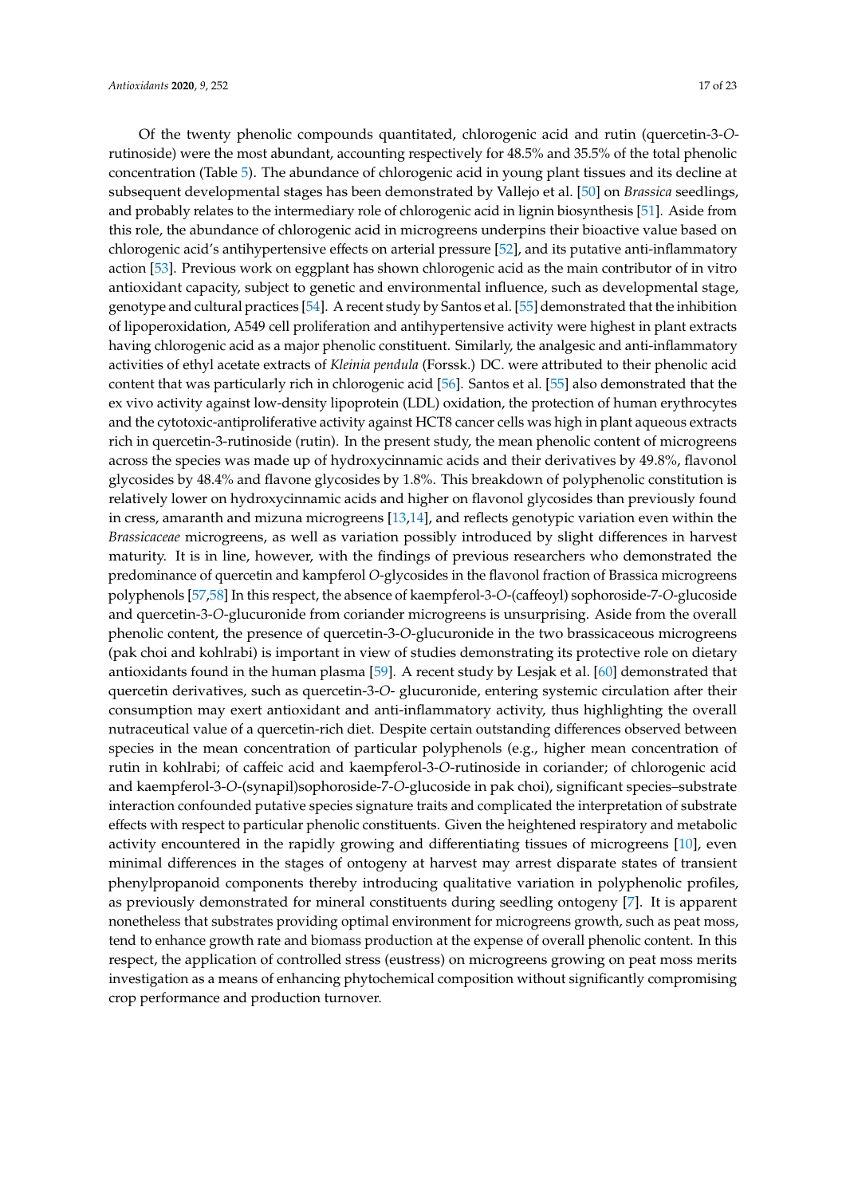Of the twenty phenolic compounds quantitated, chlorogenic acid and rutin (quercetin-3-*O*-rutinoside) were the most abundant, accounting respectively for 48.5% and 35.5% of the total phenolic concentration (Table 5). The abundance of chlorogenic acid in young plant tissues and its decline at subsequent developmental stages has been demonstrated by Vallejo et al. [50] on *Brassica* seedlings, and probably relates to the intermediary role of chlorogenic acid in lignin biosynthesis [51]. Aside from this role, the abundance of chlorogenic acid in microgreens underpins their bioactive value based on chlorogenic acid's antihypertensive effects on arterial pressure [52], and its putative anti-inflammatory action [53]. Previous work on eggplant has shown chlorogenic acid as the main contributor of in vitro antioxidant capacity, subject to genetic and environmental influence, such as developmental stage, genotype and cultural practices [54]. A recent study by Santos et al. [55] demonstrated that the inhibition of lipoperoxidation, A549 cell proliferation and antihypertensive activity were highest in plant extracts having chlorogenic acid as a major phenolic constituent. Similarly, the analgesic and anti-inflammatory activities of ethyl acetate extracts of *Kleinia pendula* (Forssk.) DC. were attributed to their phenolic acid content that was particularly rich in chlorogenic acid [56]. Santos et al. [55] also demonstrated that the ex vivo activity against low-density lipoprotein (LDL) oxidation, the protection of human erythrocytes and the cytotoxic-antiproliferative activity against HCT8 cancer cells was high in plant aqueous extracts rich in quercetin-3-rutinoside (rutin). In the present study, the mean phenolic content of microgreens across the species was made up of hydroxycinnamic acids and their derivatives by 49.8%, flavonol glycosides by 48.4% and flavone glycosides by 1.8%. This breakdown of polyphenolic constitution is relatively lower on hydroxycinnamic acids and higher on flavonol glycosides than previously found in cress, amaranth and mizuna microgreens [13,14], and reflects genotypic variation even within the *Brassicaceae* microgreens, as well as variation possibly introduced by slight differences in harvest maturity. It is in line, however, with the findings of previous researchers who demonstrated the predominance of quercetin and kampferol *O*-glycosides in the flavonol fraction of Brassica microgreens polyphenols [57,58] In this respect, the absence of kaempferol-3-*O*-(caffeoyl) sophoroside-7-*O*-glucoside and quercetin-3-*O*-glucuronide from coriander microgreens is unsurprising. Aside from the overall phenolic content, the presence of quercetin-3-*O*-glucuronide in the two brassicaceous microgreens (pak choi and kohlrabi) is important in view of studies demonstrating its protective role on dietary antioxidants found in the human plasma [59]. A recent study by Lesjak et al. [60] demonstrated that quercetin derivatives, such as quercetin-3-*O*- glucuronide, entering systemic circulation after their consumption may exert antioxidant and anti-inflammatory activity, thus highlighting the overall nutraceutical value of a quercetin-rich diet. Despite certain outstanding differences observed between species in the mean concentration of particular polyphenols (e.g., higher mean concentration of rutin in kohlrabi; of caffeic acid and kaempferol-3-*O*-rutinoside in coriander; of chlorogenic acid and kaempferol-3-*O*-(synapil)sophoroside-7-*O*-glucoside in pak choi), significant species–substrate interaction confounded putative species signature traits and complicated the interpretation of substrate effects with respect to particular phenolic constituents. Given the heightened respiratory and metabolic activity encountered in the rapidly growing and differentiating tissues of microgreens [10], even minimal differences in the stages of ontogeny at harvest may arrest disparate states of transient phenylpropanoid components thereby introducing qualitative variation in polyphenolic profiles, as previously demonstrated for mineral constituents during seedling ontogeny [7]. It is apparent nonetheless that substrates providing optimal environment for microgreens growth, such as peat moss, tend to enhance growth rate and biomass production at the expense of overall phenolic content. In this respect, the application of controlled stress (eustress) on microgreens growing on peat moss merits investigation as a means of enhancing phytochemical composition without significantly compromising crop performance and production turnover.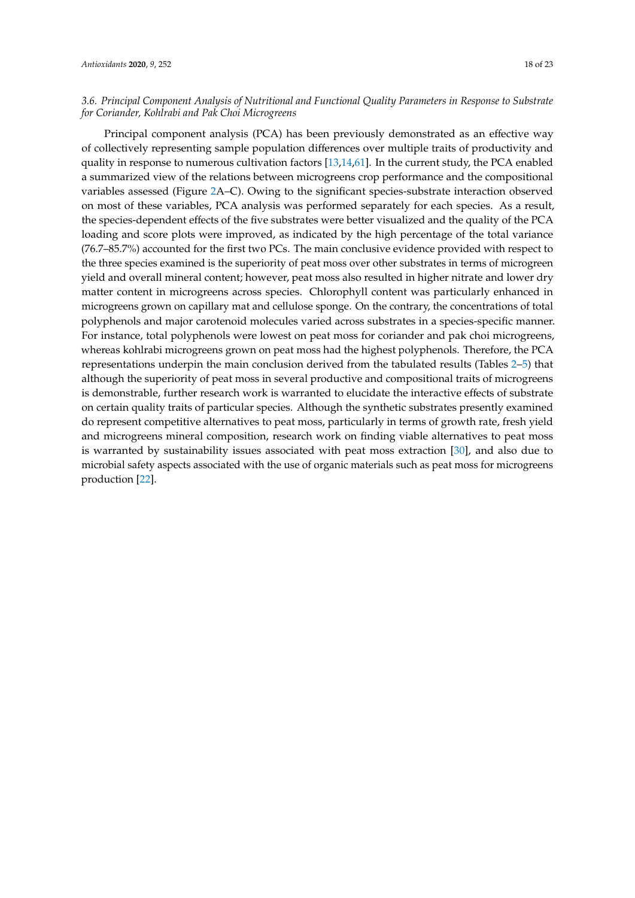### 3.6. Principal Component Analysis of Nutritional and Functional Quality Parameters in Response to Substrate for Coriander, Kohlrabi and Pak Choi Microgreens

Principal component analysis (PCA) has been previously demonstrated as an effective way of collectively representing sample population differences over multiple traits of productivity and quality in response to numerous cultivation factors [13,14,61]. In the current study, the PCA enabled a summarized view of the relations between microgreens crop performance and the compositional variables assessed (Figure 2A–C). Owing to the significant species-substrate interaction observed on most of these variables, PCA analysis was performed separately for each species. As a result, the species-dependent effects of the five substrates were better visualized and the quality of the PCA loading and score plots were improved, as indicated by the high percentage of the total variance (76.7–85.7%) accounted for the first two PCs. The main conclusive evidence provided with respect to the three species examined is the superiority of peat moss over other substrates in terms of microgreen yield and overall mineral content; however, peat moss also resulted in higher nitrate and lower dry matter content in microgreens across species. Chlorophyll content was particularly enhanced in microgreens grown on capillary mat and cellulose sponge. On the contrary, the concentrations of total polyphenols and major carotenoid molecules varied across substrates in a species-specific manner. For instance, total polyphenols were lowest on peat moss for coriander and pak choi microgreens, whereas kohlrabi microgreens grown on peat moss had the highest polyphenols. Therefore, the PCA representations underpin the main conclusion derived from the tabulated results (Tables 2–5) that although the superiority of peat moss in several productive and compositional traits of microgreens is demonstrable, further research work is warranted to elucidate the interactive effects of substrate on certain quality traits of particular species. Although the synthetic substrates presently examined do represent competitive alternatives to peat moss, particularly in terms of growth rate, fresh yield and microgreens mineral composition, research work on finding viable alternatives to peat moss is warranted by sustainability issues associated with peat moss extraction [30], and also due to microbial safety aspects associated with the use of organic materials such as peat moss for microgreens production [22].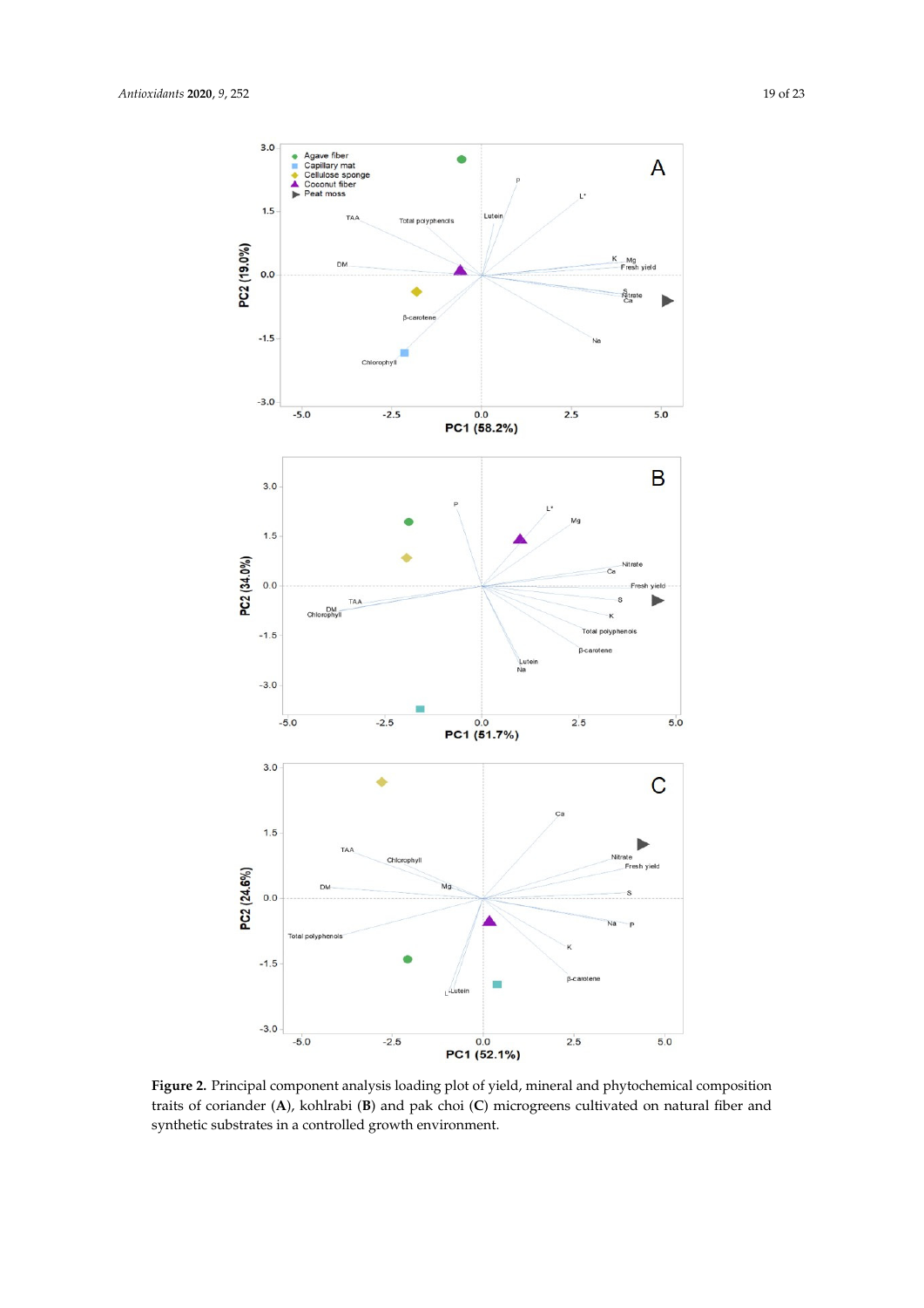**Figure 2.** Principal component analysis loading plot of yield, mineral and phytochemical composition traits of coriander (**A**), kohlrabi (**B**) and pak choi (**C**) microgreens cultivated on natural fiber and synthetic substrates in a controlled growth environment.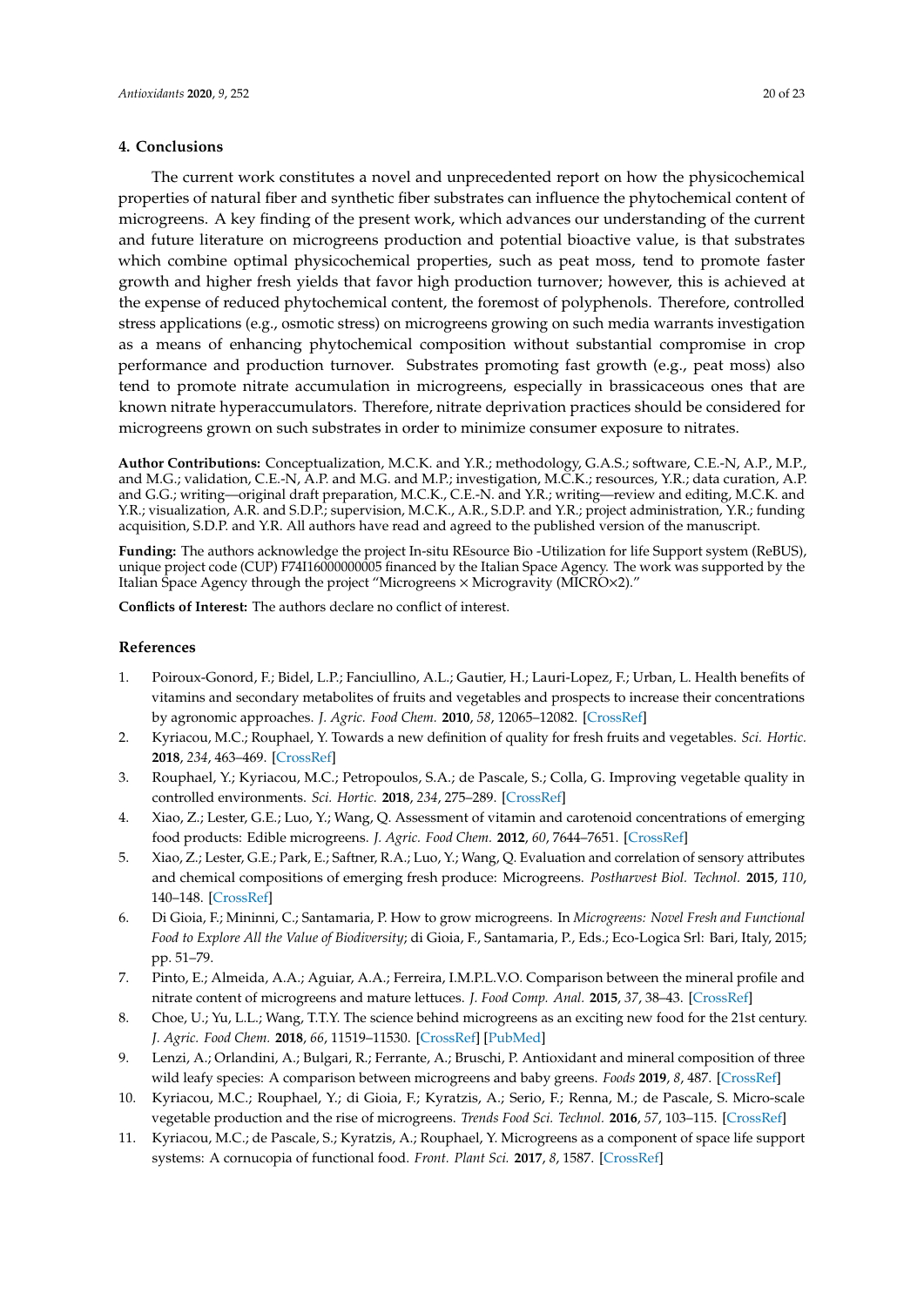## 4. Conclusions

The current work constitutes a novel and unprecedented report on how the physicochemical properties of natural fiber and synthetic fiber substrates can influence the phytochemical content of microgreens. A key finding of the present work, which advances our understanding of the current and future literature on microgreens production and potential bioactive value, is that substrates which combine optimal physicochemical properties, such as peat moss, tend to promote faster growth and higher fresh yields that favor high production turnover; however, this is achieved at the expense of reduced phytochemical content, the foremost of polyphenols. Therefore, controlled stress applications (e.g., osmotic stress) on microgreens growing on such media warrants investigation as a means of enhancing phytochemical composition without substantial compromise in crop performance and production turnover. Substrates promoting fast growth (e.g., peat moss) also tend to promote nitrate accumulation in microgreens, especially in brassicaceous ones that are known nitrate hyperaccumulators. Therefore, nitrate deprivation practices should be considered for microgreens grown on such substrates in order to minimize consumer exposure to nitrates.

**Author Contributions:** Conceptualization, M.C.K. and Y.R.; methodology, G.A.S.; software, C.E.-N, A.P., M.P., and M.G.; validation, C.E.-N, A.P. and M.G. and M.P.; investigation, M.C.K.; resources, Y.R.; data curation, A.P. and G.G.; writing—original draft preparation, M.C.K., C.E.-N. and Y.R.; writing—review and editing, M.C.K. and Y.R.; visualization, A.R. and S.D.P.; supervision, M.C.K., A.R., S.D.P. and Y.R.; project administration, Y.R.; funding acquisition, S.D.P. and Y.R. All authors have read and agreed to the published version of the manuscript.

**Funding:** The authors acknowledge the project In-situ REsource Bio -Utilization for life Support system (ReBUS), unique project code (CUP) F74I16000000005 financed by the Italian Space Agency. The work was supported by the Italian Space Agency through the project "Microgreens × Microgravity (MICRO×2)."

**Conflicts of Interest:** The authors declare no conflict of interest.

## References

1. Poiroux-Gonord, F.; Bidel, L.P.; Fanciullino, A.L.; Gautier, H.; Lauri-Lopez, F.; Urban, L. Health benefits of vitamins and secondary metabolites of fruits and vegetables and prospects to increase their concentrations by agronomic approaches. *J. Agric. Food Chem.* **2010**, *58*, 12065–12082. [CrossRef]
2. Kyriacou, M.C.; Rouphael, Y. Towards a new definition of quality for fresh fruits and vegetables. *Sci. Hortic.* **2018**, *234*, 463–469. [CrossRef]
3. Rouphael, Y.; Kyriacou, M.C.; Petropoulos, S.A.; de Pascale, S.; Colla, G. Improving vegetable quality in controlled environments. *Sci. Hortic.* **2018**, *234*, 275–289. [CrossRef]
4. Xiao, Z.; Lester, G.E.; Luo, Y.; Wang, Q. Assessment of vitamin and carotenoid concentrations of emerging food products: Edible microgreens. *J. Agric. Food Chem.* **2012**, *60*, 7644–7651. [CrossRef]
5. Xiao, Z.; Lester, G.E.; Park, E.; Saftner, R.A.; Luo, Y.; Wang, Q. Evaluation and correlation of sensory attributes and chemical compositions of emerging fresh produce: Microgreens. *Postharvest Biol. Technol.* **2015**, *110*, 140–148. [CrossRef]
6. Di Gioia, F.; Mininni, C.; Santamaria, P. How to grow microgreens. In *Microgreens: Novel Fresh and Functional Food to Explore All the Value of Biodiversity*; di Gioia, F., Santamaria, P., Eds.; Eco-Logica Srl: Bari, Italy, 2015; pp. 51–79.
7. Pinto, E.; Almeida, A.A.; Aguiar, A.A.; Ferreira, I.M.P.L.V.O. Comparison between the mineral profile and nitrate content of microgreens and mature lettuces. *J. Food Comp. Anal.* **2015**, *37*, 38–43. [CrossRef]
8. Choe, U.; Yu, L.L.; Wang, T.T.Y. The science behind microgreens as an exciting new food for the 21st century. *J. Agric. Food Chem.* **2018**, *66*, 11519–11530. [CrossRef] [PubMed]
9. Lenzi, A.; Orlandini, A.; Bulgari, R.; Ferrante, A.; Bruschi, P. Antioxidant and mineral composition of three wild leafy species: A comparison between microgreens and baby greens. *Foods* **2019**, *8*, 487. [CrossRef]
10. Kyriacou, M.C.; Rouphael, Y.; di Gioia, F.; Kyratzis, A.; Serio, F.; Renna, M.; de Pascale, S. Micro-scale vegetable production and the rise of microgreens. *Trends Food Sci. Technol.* **2016**, *57*, 103–115. [CrossRef]
11. Kyriacou, M.C.; de Pascale, S.; Kyratzis, A.; Rouphael, Y. Microgreens as a component of space life support systems: A cornucopia of functional food. *Front. Plant Sci.* **2017**, *8*, 1587. [CrossRef]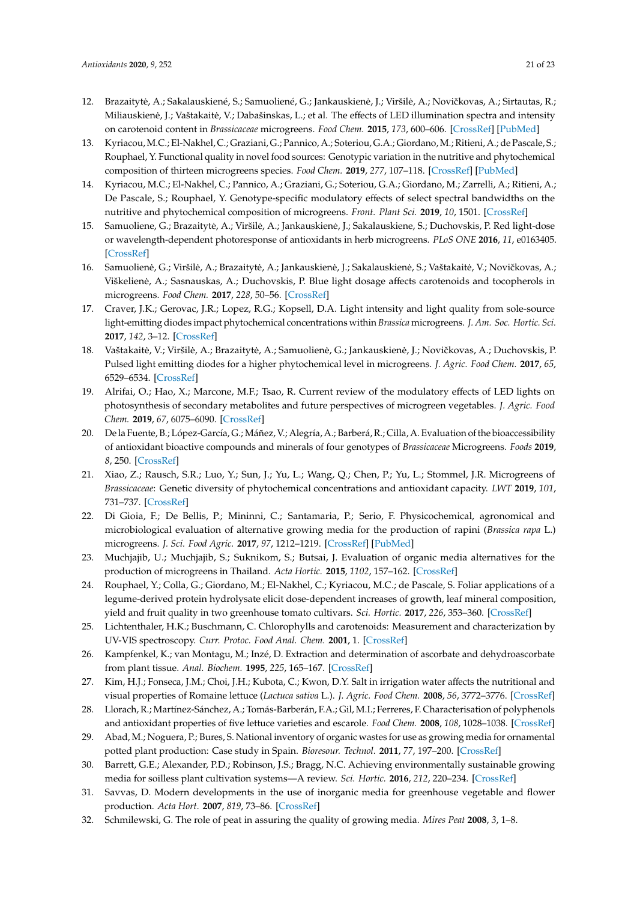12. Brazaitytė, A.; Sakalauskienė, S.; Samuolienė, G.; Jankauskienė, J.; Viršilė, A.; Novičkovas, A.; Sirtautas, R.; Miliauskienė, J.; Vaštakaitė, V.; Dabašinskas, L.; et al. The effects of LED illumination spectra and intensity on carotenoid content in *Brassicaceae* microgreens. *Food Chem.* **2015**, *173*, 600–606. [CrossRef] [PubMed]
13. Kyriacou, M.C.; El-Nakhel, C.; Graziani, G.; Pannico, A.; Soteriou, G.A.; Giordano, M.; Ritieni, A.; de Pascale, S.; Rouphael, Y. Functional quality in novel food sources: Genotypic variation in the nutritive and phytochemical composition of thirteen microgreens species. *Food Chem.* **2019**, *277*, 107–118. [CrossRef] [PubMed]
14. Kyriacou, M.C.; El-Nakhel, C.; Pannico, A.; Graziani, G.; Soteriou, G.A.; Giordano, M.; Zarrelli, A.; Ritieni, A.; De Pascale, S.; Rouphael, Y. Genotype-specific modulatory effects of select spectral bandwidths on the nutritive and phytochemical composition of microgreens. *Front. Plant Sci.* **2019**, *10*, 1501. [CrossRef]
15. Samuoliene, G.; Brazaitytė, A.; Viršilė, A.; Jankauskienė, J.; Sakalauskiene, S.; Duchovskis, P. Red light-dose or wavelength-dependent photoresponse of antioxidants in herb microgreens. *PLoS ONE* **2016**, *11*, e0163405. [CrossRef]
16. Samuolienė, G.; Viršilė, A.; Brazaitytė, A.; Jankauskienė, J.; Sakalauskienė, S.; Vaštakaitė, V.; Novičkovas, A.; Viškelienė, A.; Sasnauskas, A.; Duchovskis, P. Blue light dosage affects carotenoids and tocopherols in microgreens. *Food Chem.* **2017**, *228*, 50–56. [CrossRef]
17. Craver, J.K.; Gerovac, J.R.; Lopez, R.G.; Kopsell, D.A. Light intensity and light quality from sole-source light-emitting diodes impact phytochemical concentrations within *Brassica* microgreens. *J. Am. Soc. Hortic. Sci.* **2017**, *142*, 3–12. [CrossRef]
18. Vaštakaitė, V.; Viršilė, A.; Brazaitytė, A.; Samuolienė, G.; Jankauskienė, J.; Novičkovas, A.; Duchovskis, P. Pulsed light emitting diodes for a higher phytochemical level in microgreens. *J. Agric. Food Chem.* **2017**, *65*, 6529–6534. [CrossRef]
19. Alrifai, O.; Hao, X.; Marcone, M.F.; Tsao, R. Current review of the modulatory effects of LED lights on photosynthesis of secondary metabolites and future perspectives of microgreen vegetables. *J. Agric. Food Chem.* **2019**, *67*, 6075–6090. [CrossRef]
20. De la Fuente, B.; López-García, G.; Máñez, V.; Alegría, A.; Barberá, R.; Cilla, A. Evaluation of the bioaccessibility of antioxidant bioactive compounds and minerals of four genotypes of *Brassicaceae* Microgreens. *Foods* **2019**, *8*, 250. [CrossRef]
21. Xiao, Z.; Rausch, S.R.; Luo, Y.; Sun, J.; Yu, L.; Wang, Q.; Chen, P.; Yu, L.; Stommel, J.R. Microgreens of *Brassicaceae*: Genetic diversity of phytochemical concentrations and antioxidant capacity. *LWT* **2019**, *101*, 731–737. [CrossRef]
22. Di Gioia, F.; De Bellis, P.; Mininni, C.; Santamaria, P.; Serio, F. Physicochemical, agronomical and microbiological evaluation of alternative growing media for the production of rapini (*Brassica rapa* L.) microgreens. *J. Sci. Food Agric.* **2017**, *97*, 1212–1219. [CrossRef] [PubMed]
23. Muchjajib, U.; Muchjajib, S.; Suknikom, S.; Butsai, J. Evaluation of organic media alternatives for the production of microgreens in Thailand. *Acta Hortic.* **2015**, *1102*, 157–162. [CrossRef]
24. Rouphael, Y.; Colla, G.; Giordano, M.; El-Nakhel, C.; Kyriacou, M.C.; de Pascale, S. Foliar applications of a legume-derived protein hydrolysate elicit dose-dependent increases of growth, leaf mineral composition, yield and fruit quality in two greenhouse tomato cultivars. *Sci. Hortic.* **2017**, *226*, 353–360. [CrossRef]
25. Lichtenthaler, H.K.; Buschmann, C. Chlorophylls and carotenoids: Measurement and characterization by UV-VIS spectroscopy. *Curr. Protoc. Food Anal. Chem.* **2001**, 1. [CrossRef]
26. Kampfenkel, K.; van Montagu, M.; Inzé, D. Extraction and determination of ascorbate and dehydroascorbate from plant tissue. *Anal. Biochem.* **1995**, *225*, 165–167. [CrossRef]
27. Kim, H.J.; Fonseca, J.M.; Choi, J.H.; Kubota, C.; Kwon, D.Y. Salt in irrigation water affects the nutritional and visual properties of Romaine lettuce (*Lactuca sativa* L.). *J. Agric. Food Chem.* **2008**, *56*, 3772–3776. [CrossRef]
28. Llorach, R.; Martínez-Sánchez, A.; Tomás-Barberán, F.A.; Gil, M.I.; Ferreres, F. Characterisation of polyphenols and antioxidant properties of five lettuce varieties and escarole. *Food Chem.* **2008**, *108*, 1028–1038. [CrossRef]
29. Abad, M.; Noguera, P.; Bures, S. National inventory of organic wastes for use as growing media for ornamental potted plant production: Case study in Spain. *Bioresour. Technol.* **2011**, *77*, 197–200. [CrossRef]
30. Barrett, G.E.; Alexander, P.D.; Robinson, J.S.; Bragg, N.C. Achieving environmentally sustainable growing media for soilless plant cultivation systems—A review. *Sci. Hortic.* **2016**, *212*, 220–234. [CrossRef]
31. Savvas, D. Modern developments in the use of inorganic media for greenhouse vegetable and flower production. *Acta Hort.* **2007**, *819*, 73–86. [CrossRef]
32. Schmilewski, G. The role of peat in assuring the quality of growing media. *Mires Peat* **2008**, *3*, 1–8.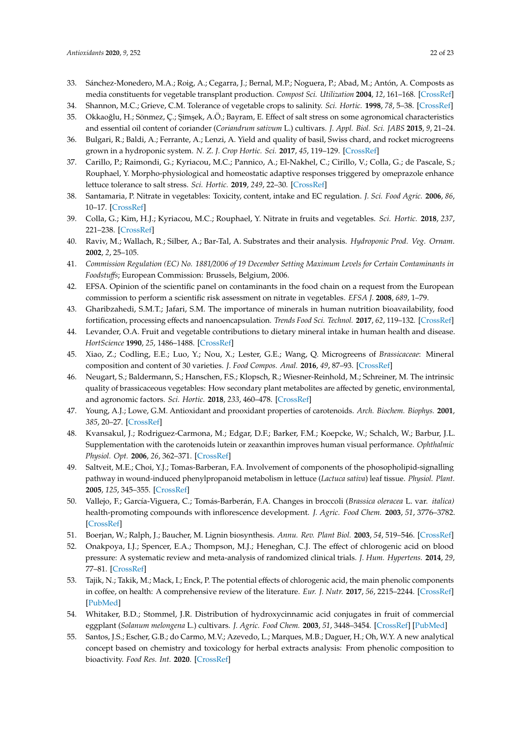33. Sánchez-Monedero, M.A.; Roig, A.; Cegarra, J.; Bernal, M.P.; Noguera, P.; Abad, M.; Antón, A. Composts as media constituents for vegetable transplant production. *Compost Sci. Utilization* **2004**, *12*, 161–168. [CrossRef]
34. Shannon, M.C.; Grieve, C.M. Tolerance of vegetable crops to salinity. *Sci. Hortic.* **1998**, *78*, 5–38. [CrossRef]
35. Okkaoğlu, H.; Sönmez, Ç.; Şimşek, A.Ö.; Bayram, E. Effect of salt stress on some agronomical characteristics and essential oil content of coriander (*Coriandrum sativum* L.) cultivars. *J. Appl. Biol. Sci. JABS* **2015**, *9*, 21–24.
36. Bulgari, R.; Baldi, A.; Ferrante, A.; Lenzi, A. Yield and quality of basil, Swiss chard, and rocket microgreens grown in a hydroponic system. *N. Z. J. Crop Hortic. Sci.* **2017**, *45*, 119–129. [CrossRef]
37. Carillo, P.; Raimondi, G.; Kyriacou, M.C.; Pannico, A.; El-Nakhel, C.; Cirillo, V.; Colla, G.; de Pascale, S.; Rouphael, Y. Morpho-physiological and homeostatic adaptive responses triggered by omeprazole enhance lettuce tolerance to salt stress. *Sci. Hortic.* **2019**, *249*, 22–30. [CrossRef]
38. Santamaria, P. Nitrate in vegetables: Toxicity, content, intake and EC regulation. *J. Sci. Food Agric.* **2006**, *86*, 10–17. [CrossRef]
39. Colla, G.; Kim, H.J.; Kyriacou, M.C.; Rouphael, Y. Nitrate in fruits and vegetables. *Sci. Hortic.* **2018**, *237*, 221–238. [CrossRef]
40. Raviv, M.; Wallach, R.; Silber, A.; Bar-Tal, A. Substrates and their analysis. *Hydroponic Prod. Veg. Ornam.* **2002**, *2*, 25–105.
41. *Commission Regulation (EC) No. 1881/2006 of 19 December Setting Maximum Levels for Certain Contaminants in Foodstuffs*; European Commission: Brussels, Belgium, 2006.
42. EFSA. Opinion of the scientific panel on contaminants in the food chain on a request from the European commission to perform a scientific risk assessment on nitrate in vegetables. *EFSA J.* **2008**, *689*, 1–79.
43. Gharibzahedi, S.M.T.; Jafari, S.M. The importance of minerals in human nutrition bioavailability, food fortification, processing effects and nanoencapsulation. *Trends Food Sci. Technol.* **2017**, *62*, 119–132. [CrossRef]
44. Levander, O.A. Fruit and vegetable contributions to dietary mineral intake in human health and disease. *HortScience* **1990**, *25*, 1486–1488. [CrossRef]
45. Xiao, Z.; Codling, E.E.; Luo, Y.; Nou, X.; Lester, G.E.; Wang, Q. Microgreens of *Brassicaceae*: Mineral composition and content of 30 varieties. *J. Food Compos. Anal.* **2016**, *49*, 87–93. [CrossRef]
46. Neugart, S.; Baldermann, S.; Hanschen, F.S.; Klopsch, R.; Wiesner-Reinhold, M.; Schreiner, M. The intrinsic quality of brassicaceous vegetables: How secondary plant metabolites are affected by genetic, environmental, and agronomic factors. *Sci. Hortic.* **2018**, *233*, 460–478. [CrossRef]
47. Young, A.J.; Lowe, G.M. Antioxidant and prooxidant properties of carotenoids. *Arch. Biochem. Biophys.* **2001**, *385*, 20–27. [CrossRef]
48. Kvansakul, J.; Rodriguez-Carmona, M.; Edgar, D.F.; Barker, F.M.; Koepcke, W.; Schalch, W.; Barbur, J.L. Supplementation with the carotenoids lutein or zeaxanthin improves human visual performance. *Ophthalmic Physiol. Opt.* **2006**, *26*, 362–371. [CrossRef]
49. Saltveit, M.E.; Choi, Y.J.; Tomas-Barberan, F.A. Involvement of components of the phosopholipid-signalling pathway in wound-induced phenylpropanoid metabolism in lettuce (*Lactuca sativa*) leaf tissue. *Physiol. Plant.* **2005**, *125*, 345–355. [CrossRef]
50. Vallejo, F.; García-Viguera, C.; Tomás-Barberán, F.A. Changes in broccoli (*Brassica oleracea* L. var. *italica)* health-promoting compounds with inflorescence development. *J. Agric. Food Chem.* **2003**, *51*, 3776–3782. [CrossRef]
51. Boerjan, W.; Ralph, J.; Baucher, M. Lignin biosynthesis. *Annu. Rev. Plant Biol.* **2003**, *54*, 519–546. [CrossRef]
52. Onakpoya, I.J.; Spencer, E.A.; Thompson, M.J.; Heneghan, C.J. The effect of chlorogenic acid on blood pressure: A systematic review and meta-analysis of randomized clinical trials. *J. Hum. Hypertens.* **2014**, *29*, 77–81. [CrossRef]
53. Tajik, N.; Takik, M.; Mack, I.; Enck, P. The potential effects of chlorogenic acid, the main phenolic components in coffee, on health: A comprehensive review of the literature. *Eur. J. Nutr.* **2017**, *56*, 2215–2244. [CrossRef] [PubMed]
54. Whitaker, B.D.; Stommel, J.R. Distribution of hydroxycinnamic acid conjugates in fruit of commercial eggplant (*Solanum melongena* L.) cultivars. *J. Agric. Food Chem.* **2003**, *51*, 3448–3454. [CrossRef] [PubMed]
55. Santos, J.S.; Escher, G.B.; do Carmo, M.V.; Azevedo, L.; Marques, M.B.; Daguer, H.; Oh, W.Y. A new analytical concept based on chemistry and toxicology for herbal extracts analysis: From phenolic composition to bioactivity. *Food Res. Int.* **2020**. [CrossRef]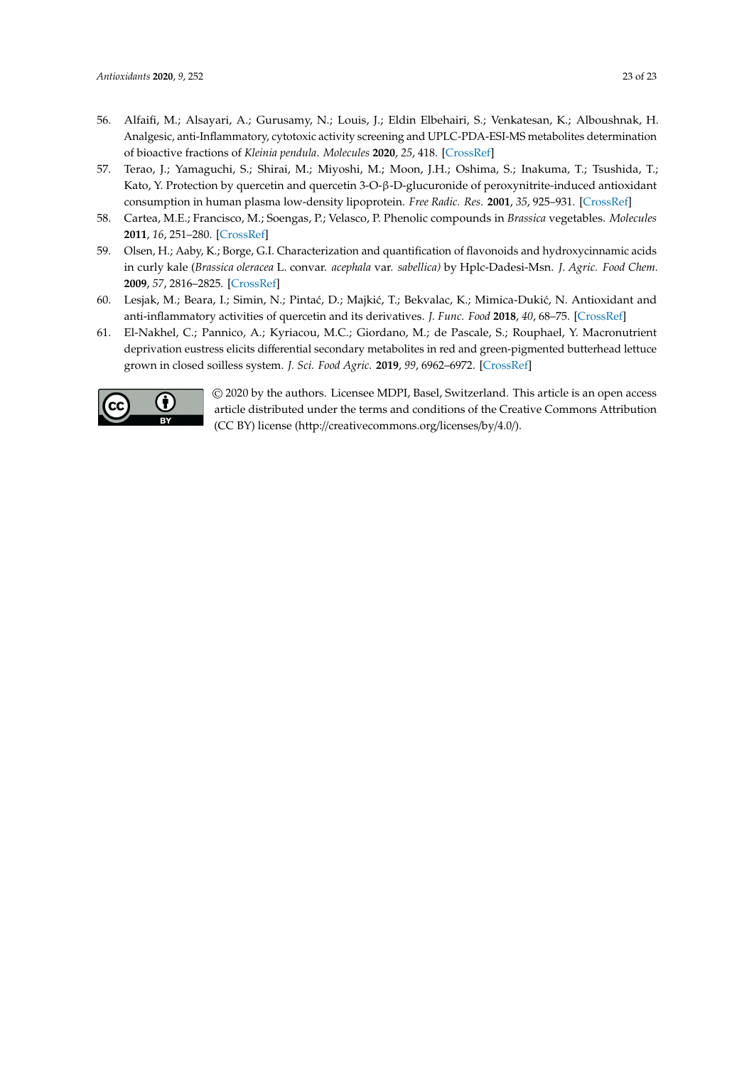56. Alfaifi, M.; Alsayari, A.; Gurusamy, N.; Louis, J.; Eldin Elbehairi, S.; Venkatesan, K.; Alboushnak, H. Analgesic, anti-Inflammatory, cytotoxic activity screening and UPLC-PDA-ESI-MS metabolites determination of bioactive fractions of *Kleinia pendula*. *Molecules* **2020**, *25*, 418. [CrossRef]
57. Terao, J.; Yamaguchi, S.; Shirai, M.; Miyoshi, M.; Moon, J.H.; Oshima, S.; Inakuma, T.; Tsushida, T.; Kato, Y. Protection by quercetin and quercetin 3-O-β-D-glucuronide of peroxynitrite-induced antioxidant consumption in human plasma low-density lipoprotein. *Free Radic. Res.* **2001**, *35*, 925–931. [CrossRef]
58. Cartea, M.E.; Francisco, M.; Soengas, P.; Velasco, P. Phenolic compounds in *Brassica* vegetables. *Molecules* **2011**, *16*, 251–280. [CrossRef]
59. Olsen, H.; Aaby, K.; Borge, G.I. Characterization and quantification of flavonoids and hydroxycinnamic acids in curly kale (*Brassica oleracea* L. convar. *acephala* var. *sabellica)* by Hplc-Dadesi-Msn. *J. Agric. Food Chem.* **2009**, *57*, 2816–2825. [CrossRef]
60. Lesjak, M.; Beara, I.; Simin, N.; Pintać, D.; Majkić, T.; Bekvalac, K.; Mimica-Dukić, N. Antioxidant and anti-inflammatory activities of quercetin and its derivatives. *J. Func. Food* **2018**, *40*, 68–75. [CrossRef]
61. El-Nakhel, C.; Pannico, A.; Kyriacou, M.C.; Giordano, M.; de Pascale, S.; Rouphael, Y. Macronutrient deprivation eustress elicits differential secondary metabolites in red and green-pigmented butterhead lettuce grown in closed soilless system. *J. Sci. Food Agric.* **2019**, *99*, 6962–6972. [CrossRef]

© 2020 by the authors. Licensee MDPI, Basel, Switzerland. This article is an open access article distributed under the terms and conditions of the Creative Commons Attribution (CC BY) license (http://creativecommons.org/licenses/by/4.0/).